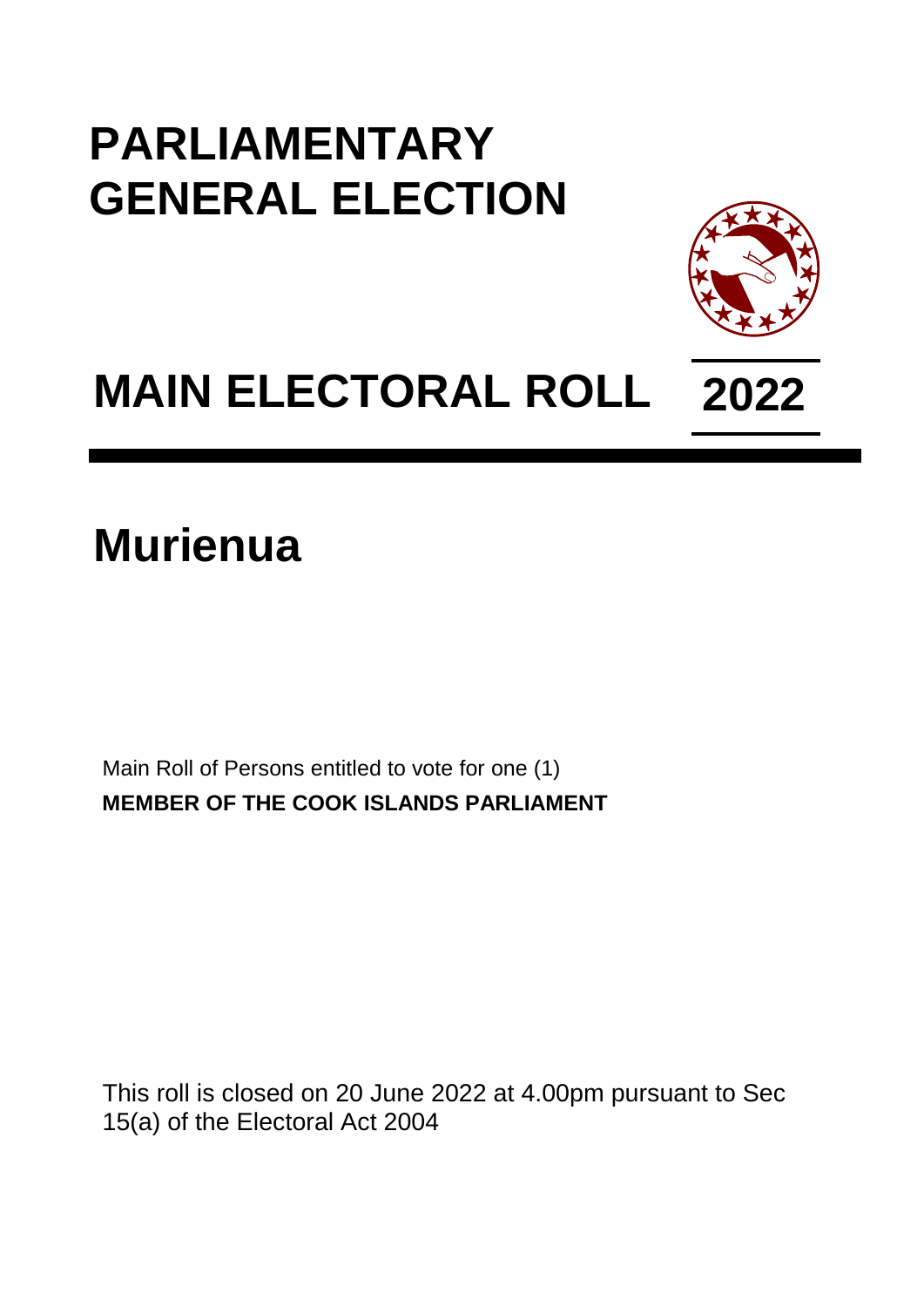# PARLIAMENTARY GENERAL ELECTION

# MAIN ELECTORAL ROLL 2022

## Murienua

Main Roll of Persons entitled to vote for one (1)
**MEMBER OF THE COOK ISLANDS PARLIAMENT**

This roll is closed on 20 June 2022 at 4.00pm pursuant to Sec 15(a) of the Electoral Act 2004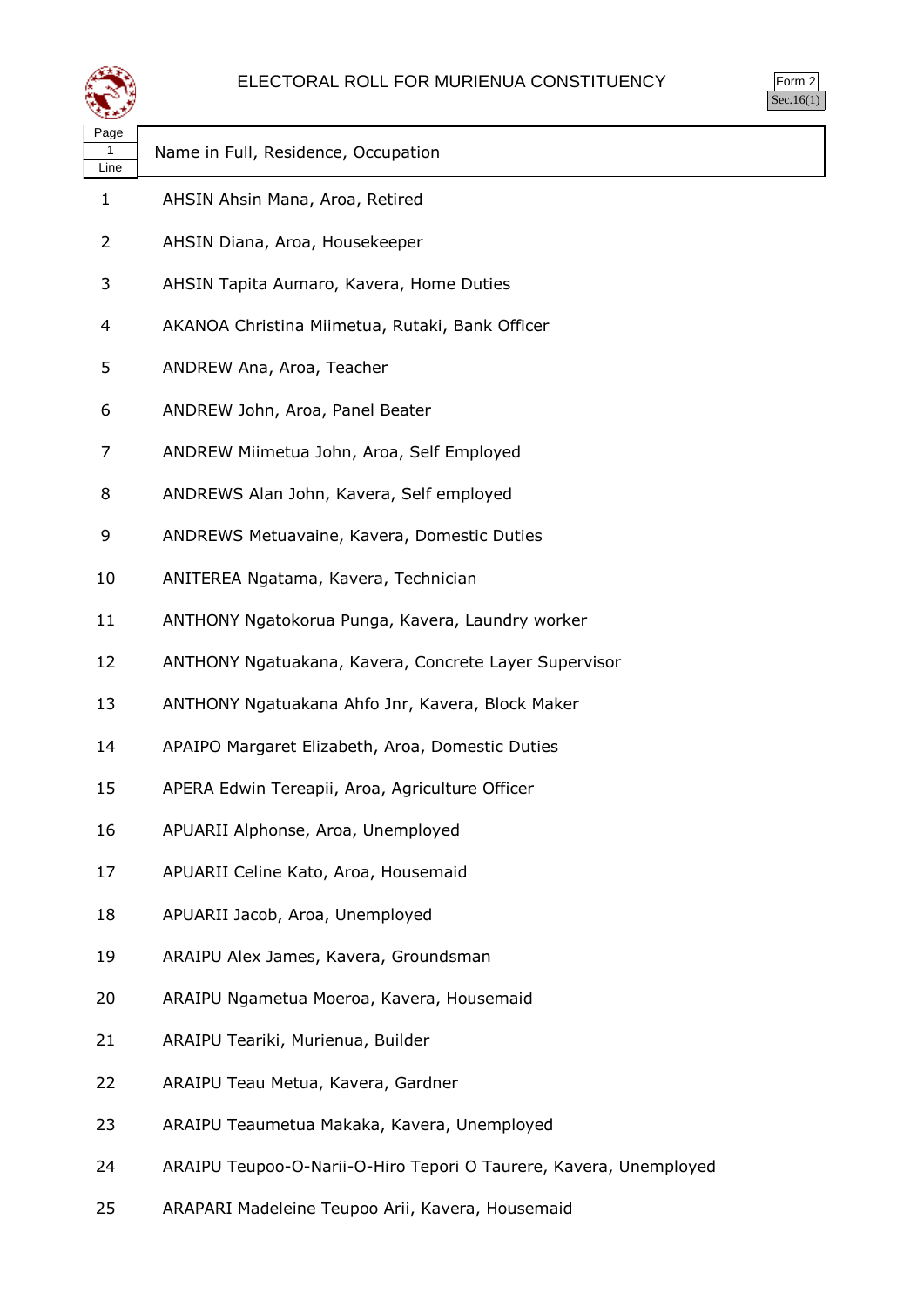# ELECTORAL ROLL FOR MURIENUA CONSTITUENCY

Form 2
Sec.16(1)

| Page 1 Line | Name in Full, Residence, Occupation |
|---|---|
| 1 | AHSIN Ahsin Mana, Aroa, Retired |
| 2 | AHSIN Diana, Aroa, Housekeeper |
| 3 | AHSIN Tapita Aumaro, Kavera, Home Duties |
| 4 | AKANOA Christina Miimetua, Rutaki, Bank Officer |
| 5 | ANDREW Ana, Aroa, Teacher |
| 6 | ANDREW John, Aroa, Panel Beater |
| 7 | ANDREW Miimetua John, Aroa, Self Employed |
| 8 | ANDREWS Alan John, Kavera, Self employed |
| 9 | ANDREWS Metuavaine, Kavera, Domestic Duties |
| 10 | ANITEREA Ngatama, Kavera, Technician |
| 11 | ANTHONY Ngatokorua Punga, Kavera, Laundry worker |
| 12 | ANTHONY Ngatuakana, Kavera, Concrete Layer Supervisor |
| 13 | ANTHONY Ngatuakana Ahfo Jnr, Kavera, Block Maker |
| 14 | APAIPO Margaret Elizabeth, Aroa, Domestic Duties |
| 15 | APERA Edwin Tereapii, Aroa, Agriculture Officer |
| 16 | APUARII Alphonse, Aroa, Unemployed |
| 17 | APUARII Celine Kato, Aroa, Housemaid |
| 18 | APUARII Jacob, Aroa, Unemployed |
| 19 | ARAIPU Alex James, Kavera, Groundsman |
| 20 | ARAIPU Ngametua Moeroa, Kavera, Housemaid |
| 21 | ARAIPU Teariki, Murienua, Builder |
| 22 | ARAIPU Teau Metua, Kavera, Gardner |
| 23 | ARAIPU Teaumetua Makaka, Kavera, Unemployed |
| 24 | ARAIPU Teupoo-O-Narii-O-Hiro Tepori O Taurere, Kavera, Unemployed |
| 25 | ARAPARI Madeleine Teupoo Arii, Kavera, Housemaid |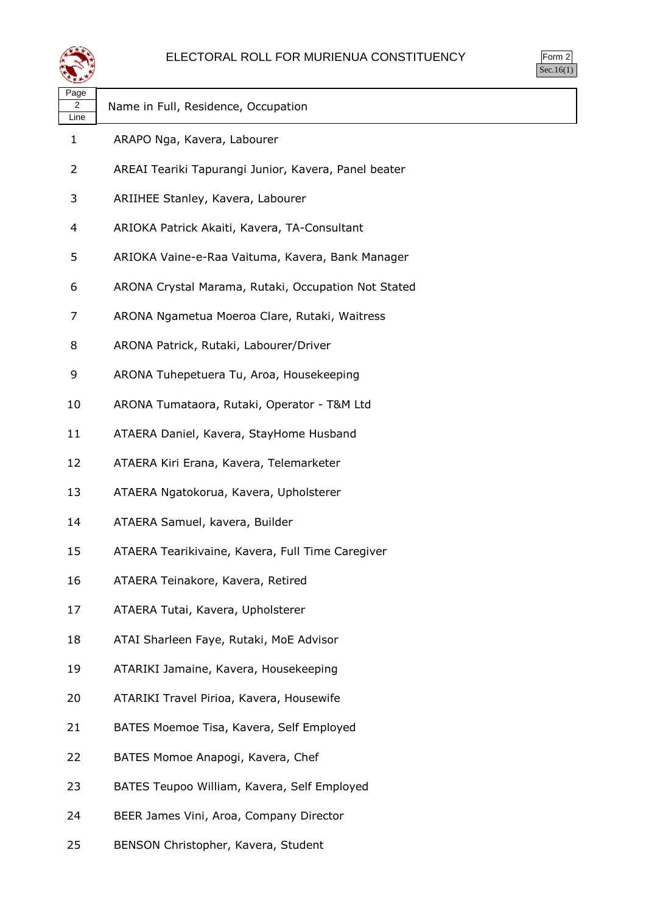# ELECTORAL ROLL FOR MURIENUA CONSTITUENCY

Form 2
Sec.16(1)

| Page 2 Line | Name in Full, Residence, Occupation |
|---|---|
| 1 | ARAPO Nga, Kavera, Labourer |
| 2 | AREAI Teariki Tapurangi Junior, Kavera, Panel beater |
| 3 | ARIIHEE Stanley, Kavera, Labourer |
| 4 | ARIOKA Patrick Akaiti, Kavera, TA-Consultant |
| 5 | ARIOKA Vaine-e-Raa Vaituma, Kavera, Bank Manager |
| 6 | ARONA Crystal Marama, Rutaki, Occupation Not Stated |
| 7 | ARONA Ngametua Moeroa Clare, Rutaki, Waitress |
| 8 | ARONA Patrick, Rutaki, Labourer/Driver |
| 9 | ARONA Tuhepetuera Tu, Aroa, Housekeeping |
| 10 | ARONA Tumataora, Rutaki, Operator - T&M Ltd |
| 11 | ATAERA Daniel, Kavera, StayHome Husband |
| 12 | ATAERA Kiri Erana, Kavera, Telemarketer |
| 13 | ATAERA Ngatokorua, Kavera, Upholsterer |
| 14 | ATAERA Samuel, kavera, Builder |
| 15 | ATAERA Tearikivaine, Kavera, Full Time Caregiver |
| 16 | ATAERA Teinakore, Kavera, Retired |
| 17 | ATAERA Tutai, Kavera, Upholsterer |
| 18 | ATAI Sharleen Faye, Rutaki, MoE Advisor |
| 19 | ATARIKI Jamaine, Kavera, Housekeeping |
| 20 | ATARIKI Travel Pirioa, Kavera, Housewife |
| 21 | BATES Moemoe Tisa, Kavera, Self Employed |
| 22 | BATES Momoe Anapogi, Kavera, Chef |
| 23 | BATES Teupoo William, Kavera, Self Employed |
| 24 | BEER James Vini, Aroa, Company Director |
| 25 | BENSON Christopher, Kavera, Student |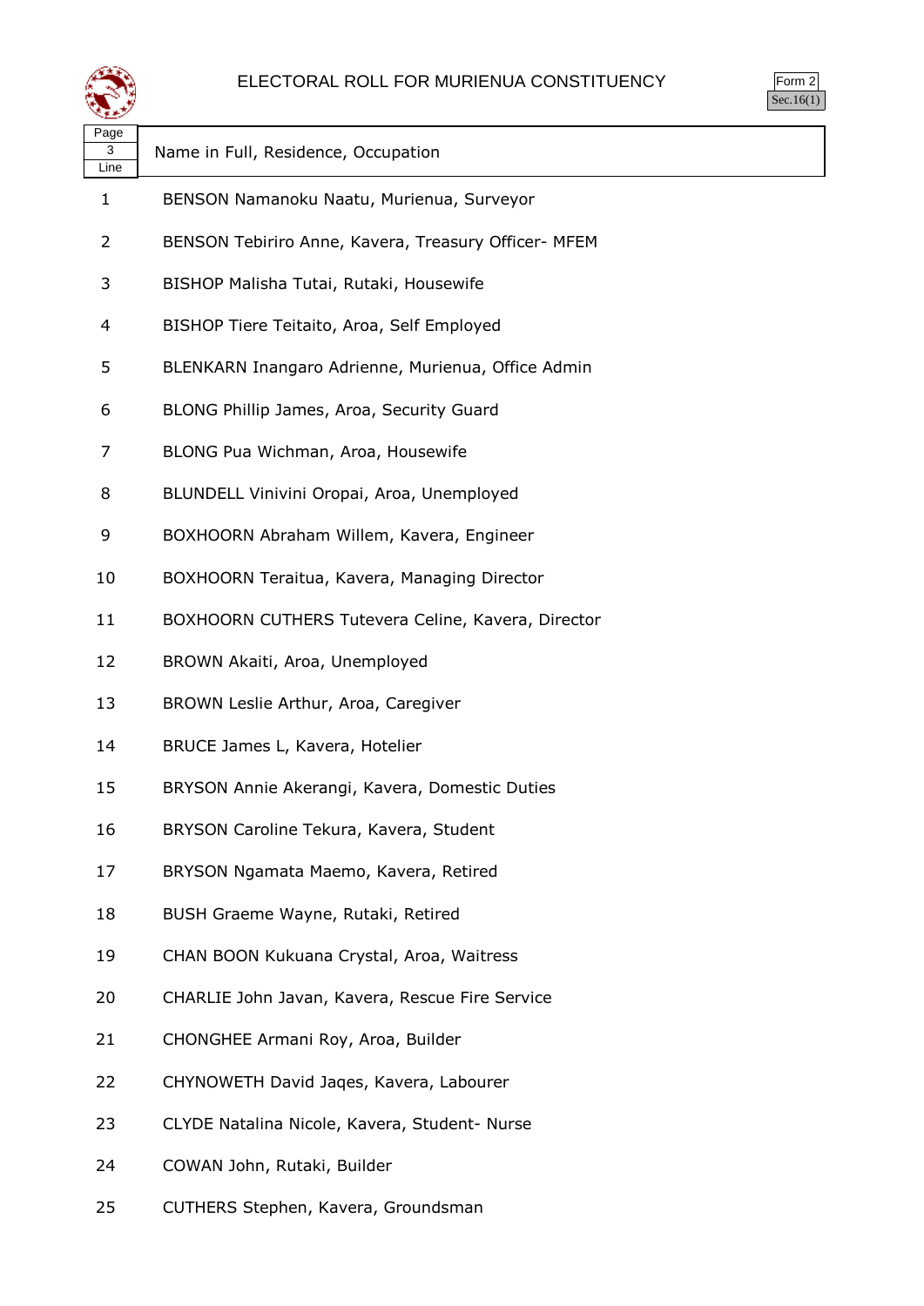# ELECTORAL ROLL FOR MURIENUA CONSTITUENCY

Form 2
Sec.16(1)

| Page 3 Line | Name in Full, Residence, Occupation |
|---|---|
| 1 | BENSON Namanoku Naatu, Murienua, Surveyor |
| 2 | BENSON Tebiriro Anne, Kavera, Treasury Officer- MFEM |
| 3 | BISHOP Malisha Tutai, Rutaki, Housewife |
| 4 | BISHOP Tiere Teitaito, Aroa, Self Employed |
| 5 | BLENKARN Inangaro Adrienne, Murienua, Office Admin |
| 6 | BLONG Phillip James, Aroa, Security Guard |
| 7 | BLONG Pua Wichman, Aroa, Housewife |
| 8 | BLUNDELL Vinivini Oropai, Aroa, Unemployed |
| 9 | BOXHOORN Abraham Willem, Kavera, Engineer |
| 10 | BOXHOORN Teraitua, Kavera, Managing Director |
| 11 | BOXHOORN CUTHERS Tutevera Celine, Kavera, Director |
| 12 | BROWN Akaiti, Aroa, Unemployed |
| 13 | BROWN Leslie Arthur, Aroa, Caregiver |
| 14 | BRUCE James L, Kavera, Hotelier |
| 15 | BRYSON Annie Akerangi, Kavera, Domestic Duties |
| 16 | BRYSON Caroline Tekura, Kavera, Student |
| 17 | BRYSON Ngamata Maemo, Kavera, Retired |
| 18 | BUSH Graeme Wayne, Rutaki, Retired |
| 19 | CHAN BOON Kukuana Crystal, Aroa, Waitress |
| 20 | CHARLIE John Javan, Kavera, Rescue Fire Service |
| 21 | CHONGHEE Armani Roy, Aroa, Builder |
| 22 | CHYNOWETH David Jaqes, Kavera, Labourer |
| 23 | CLYDE Natalina Nicole, Kavera, Student- Nurse |
| 24 | COWAN John, Rutaki, Builder |
| 25 | CUTHERS Stephen, Kavera, Groundsman |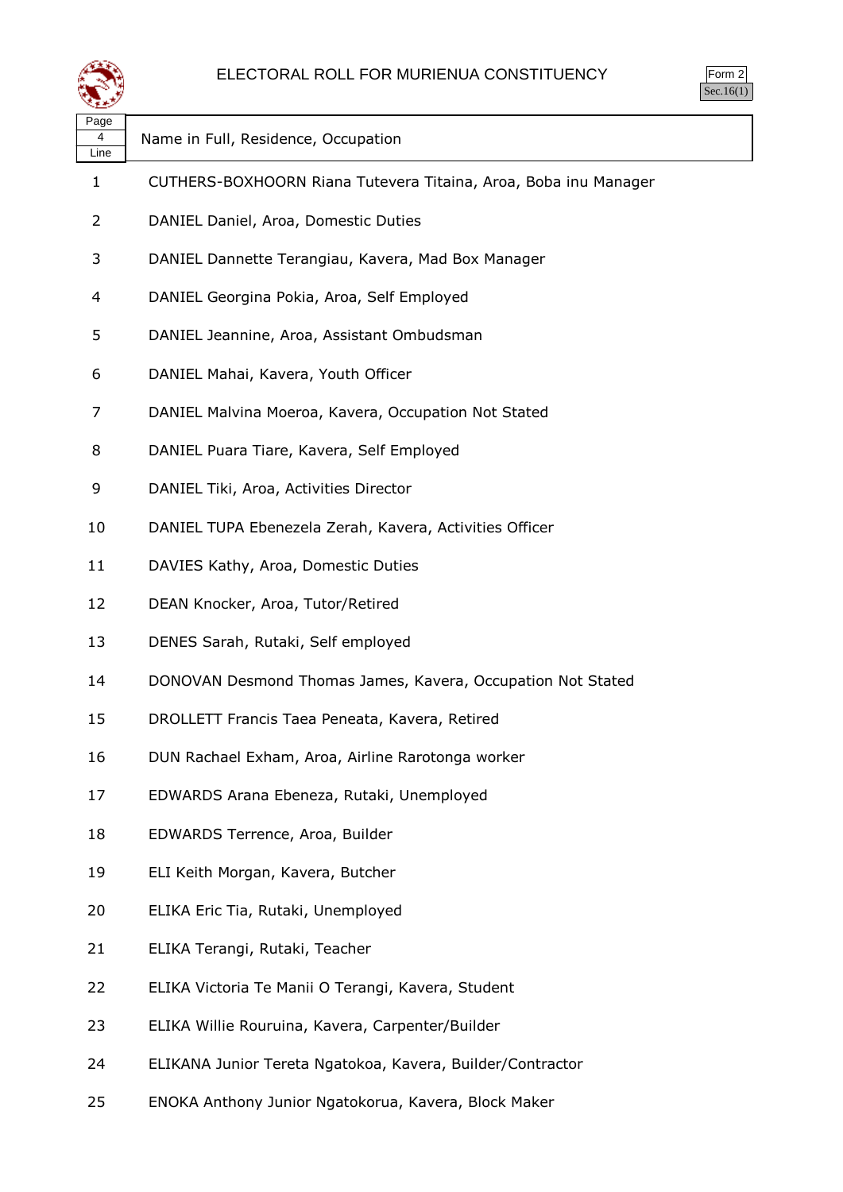# ELECTORAL ROLL FOR MURIENUA CONSTITUENCY

Form 2
Sec.16(1)

| Page 4 Line | Name in Full, Residence, Occupation |
|---|---|
| 1 | CUTHERS-BOXHOORN Riana Tutevera Titaina, Aroa, Boba inu Manager |
| 2 | DANIEL Daniel, Aroa, Domestic Duties |
| 3 | DANIEL Dannette Terangiau, Kavera, Mad Box Manager |
| 4 | DANIEL Georgina Pokia, Aroa, Self Employed |
| 5 | DANIEL Jeannine, Aroa, Assistant Ombudsman |
| 6 | DANIEL Mahai, Kavera, Youth Officer |
| 7 | DANIEL Malvina Moeroa, Kavera, Occupation Not Stated |
| 8 | DANIEL Puara Tiare, Kavera, Self Employed |
| 9 | DANIEL Tiki, Aroa, Activities Director |
| 10 | DANIEL TUPA Ebenezela Zerah, Kavera, Activities Officer |
| 11 | DAVIES Kathy, Aroa, Domestic Duties |
| 12 | DEAN Knocker, Aroa, Tutor/Retired |
| 13 | DENES Sarah, Rutaki, Self employed |
| 14 | DONOVAN Desmond Thomas James, Kavera, Occupation Not Stated |
| 15 | DROLLETT Francis Taea Peneata, Kavera, Retired |
| 16 | DUN Rachael Exham, Aroa, Airline Rarotonga worker |
| 17 | EDWARDS Arana Ebeneza, Rutaki, Unemployed |
| 18 | EDWARDS Terrence, Aroa, Builder |
| 19 | ELI Keith Morgan, Kavera, Butcher |
| 20 | ELIKA Eric Tia, Rutaki, Unemployed |
| 21 | ELIKA Terangi, Rutaki, Teacher |
| 22 | ELIKA Victoria Te Manii O Terangi, Kavera, Student |
| 23 | ELIKA Willie Rouruina, Kavera, Carpenter/Builder |
| 24 | ELIKANA Junior Tereta Ngatokoa, Kavera, Builder/Contractor |
| 25 | ENOKA Anthony Junior Ngatokorua, Kavera, Block Maker |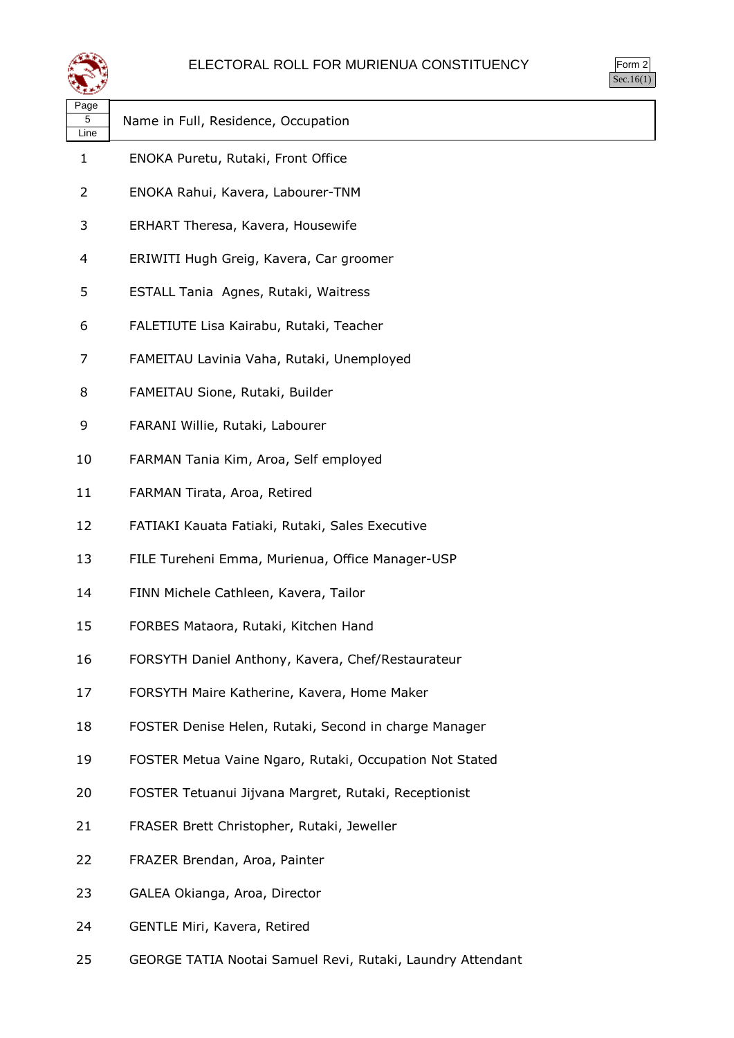# ELECTORAL ROLL FOR MURIENUA CONSTITUENCY

Form 2
Sec.16(1)

| Page 5 Line | Name in Full, Residence, Occupation |
|---|---|
| 1 | ENOKA Puretu, Rutaki, Front Office |
| 2 | ENOKA Rahui, Kavera, Labourer-TNM |
| 3 | ERHART Theresa, Kavera, Housewife |
| 4 | ERIWITI Hugh Greig, Kavera, Car groomer |
| 5 | ESTALL Tania  Agnes, Rutaki, Waitress |
| 6 | FALETIUTE Lisa Kairabu, Rutaki, Teacher |
| 7 | FAMEITAU Lavinia Vaha, Rutaki, Unemployed |
| 8 | FAMEITAU Sione, Rutaki, Builder |
| 9 | FARANI Willie, Rutaki, Labourer |
| 10 | FARMAN Tania Kim, Aroa, Self employed |
| 11 | FARMAN Tirata, Aroa, Retired |
| 12 | FATIAKI Kauata Fatiaki, Rutaki, Sales Executive |
| 13 | FILE Tureheni Emma, Murienua, Office Manager-USP |
| 14 | FINN Michele Cathleen, Kavera, Tailor |
| 15 | FORBES Mataora, Rutaki, Kitchen Hand |
| 16 | FORSYTH Daniel Anthony, Kavera, Chef/Restaurateur |
| 17 | FORSYTH Maire Katherine, Kavera, Home Maker |
| 18 | FOSTER Denise Helen, Rutaki, Second in charge Manager |
| 19 | FOSTER Metua Vaine Ngaro, Rutaki, Occupation Not Stated |
| 20 | FOSTER Tetuanui Jijvana Margret, Rutaki, Receptionist |
| 21 | FRASER Brett Christopher, Rutaki, Jeweller |
| 22 | FRAZER Brendan, Aroa, Painter |
| 23 | GALEA Okianga, Aroa, Director |
| 24 | GENTLE Miri, Kavera, Retired |
| 25 | GEORGE TATIA Nootai Samuel Revi, Rutaki, Laundry Attendant |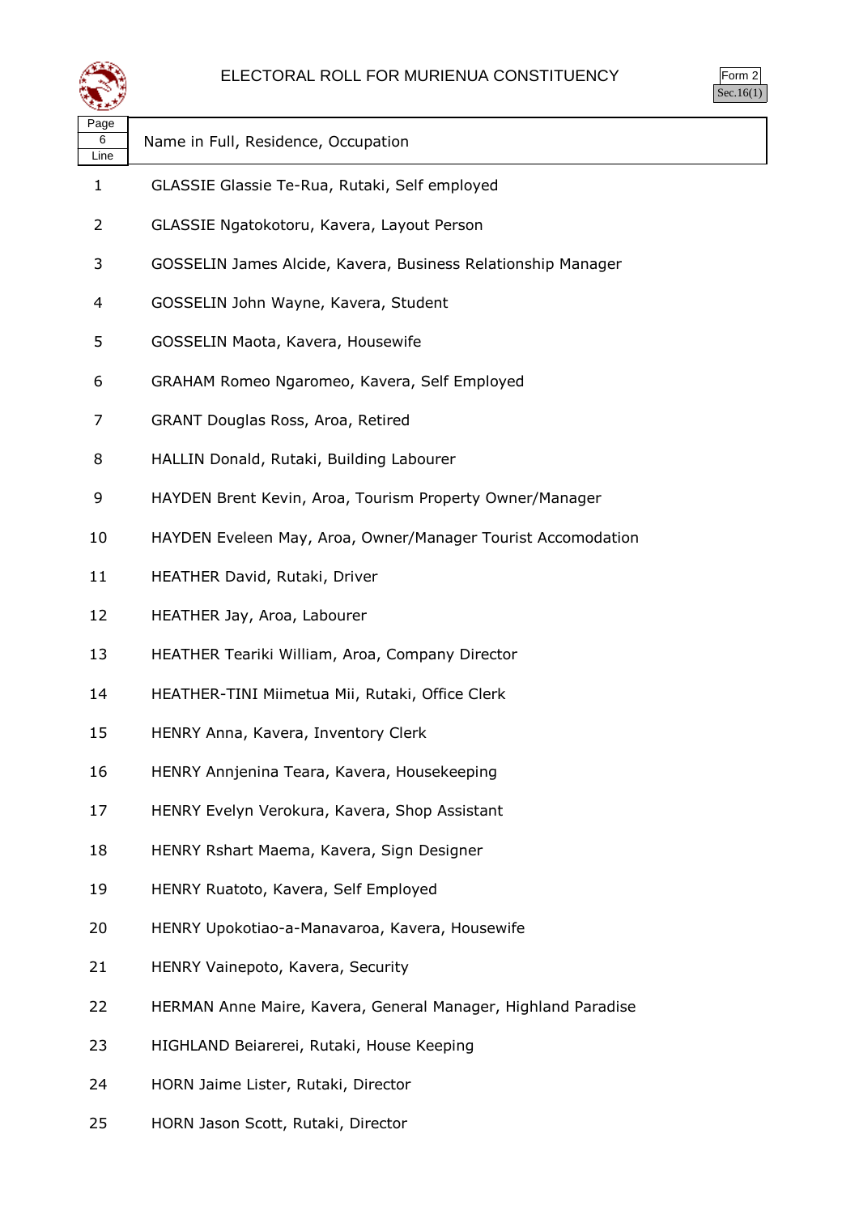# ELECTORAL ROLL FOR MURIENUA CONSTITUENCY

Form 2
Sec.16(1)

| Page 6 Line | Name in Full, Residence, Occupation |
|---|---|
| 1 | GLASSIE Glassie Te-Rua, Rutaki, Self employed |
| 2 | GLASSIE Ngatokotoru, Kavera, Layout Person |
| 3 | GOSSELIN James Alcide, Kavera, Business Relationship Manager |
| 4 | GOSSELIN John Wayne, Kavera, Student |
| 5 | GOSSELIN Maota, Kavera, Housewife |
| 6 | GRAHAM Romeo Ngaromeo, Kavera, Self Employed |
| 7 | GRANT Douglas Ross, Aroa, Retired |
| 8 | HALLIN Donald, Rutaki, Building Labourer |
| 9 | HAYDEN Brent Kevin, Aroa, Tourism Property Owner/Manager |
| 10 | HAYDEN Eveleen May, Aroa, Owner/Manager Tourist Accomodation |
| 11 | HEATHER David, Rutaki, Driver |
| 12 | HEATHER Jay, Aroa, Labourer |
| 13 | HEATHER Teariki William, Aroa, Company Director |
| 14 | HEATHER-TINI Miimetua Mii, Rutaki, Office Clerk |
| 15 | HENRY Anna, Kavera, Inventory Clerk |
| 16 | HENRY Annjenina Teara, Kavera, Housekeeping |
| 17 | HENRY Evelyn Verokura, Kavera, Shop Assistant |
| 18 | HENRY Rshart Maema, Kavera, Sign Designer |
| 19 | HENRY Ruatoto, Kavera, Self Employed |
| 20 | HENRY Upokotiao-a-Manavaroa, Kavera, Housewife |
| 21 | HENRY Vainepoto, Kavera, Security |
| 22 | HERMAN Anne Maire, Kavera, General Manager, Highland Paradise |
| 23 | HIGHLAND Beiarerei, Rutaki, House Keeping |
| 24 | HORN Jaime Lister, Rutaki, Director |
| 25 | HORN Jason Scott, Rutaki, Director |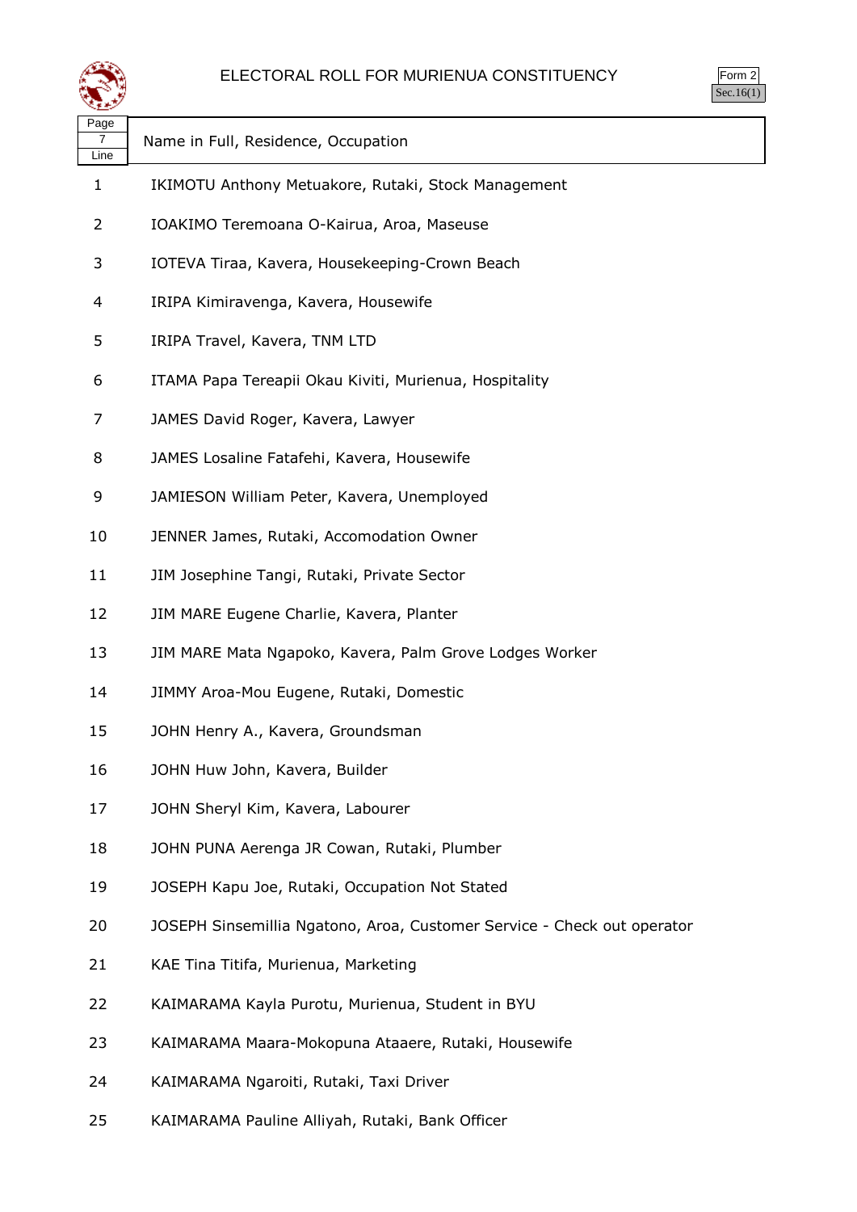# ELECTORAL ROLL FOR MURIENUA CONSTITUENCY

Form 2
Sec.16(1)

| Page 7 Line | Name in Full, Residence, Occupation |
|---|---|
| 1 | IKIMOTU Anthony Metuakore, Rutaki, Stock Management |
| 2 | IOAKIMO Teremoana O-Kairua, Aroa, Maseuse |
| 3 | IOTEVA Tiraa, Kavera, Housekeeping-Crown Beach |
| 4 | IRIPA Kimiravenga, Kavera, Housewife |
| 5 | IRIPA Travel, Kavera, TNM LTD |
| 6 | ITAMA Papa Tereapii Okau Kiviti, Murienua, Hospitality |
| 7 | JAMES David Roger, Kavera, Lawyer |
| 8 | JAMES Losaline Fatafehi, Kavera, Housewife |
| 9 | JAMIESON William Peter, Kavera, Unemployed |
| 10 | JENNER James, Rutaki, Accomodation Owner |
| 11 | JIM Josephine Tangi, Rutaki, Private Sector |
| 12 | JIM MARE Eugene Charlie, Kavera, Planter |
| 13 | JIM MARE Mata Ngapoko, Kavera, Palm Grove Lodges Worker |
| 14 | JIMMY Aroa-Mou Eugene, Rutaki, Domestic |
| 15 | JOHN Henry A., Kavera, Groundsman |
| 16 | JOHN Huw John, Kavera, Builder |
| 17 | JOHN Sheryl Kim, Kavera, Labourer |
| 18 | JOHN PUNA Aerenga JR Cowan, Rutaki, Plumber |
| 19 | JOSEPH Kapu Joe, Rutaki, Occupation Not Stated |
| 20 | JOSEPH Sinsemillia Ngatono, Aroa, Customer Service - Check out operator |
| 21 | KAE Tina Titifa, Murienua, Marketing |
| 22 | KAIMARAMA Kayla Purotu, Murienua, Student in BYU |
| 23 | KAIMARAMA Maara-Mokopuna Ataaere, Rutaki, Housewife |
| 24 | KAIMARAMA Ngaroiti, Rutaki, Taxi Driver |
| 25 | KAIMARAMA Pauline Alliyah, Rutaki, Bank Officer |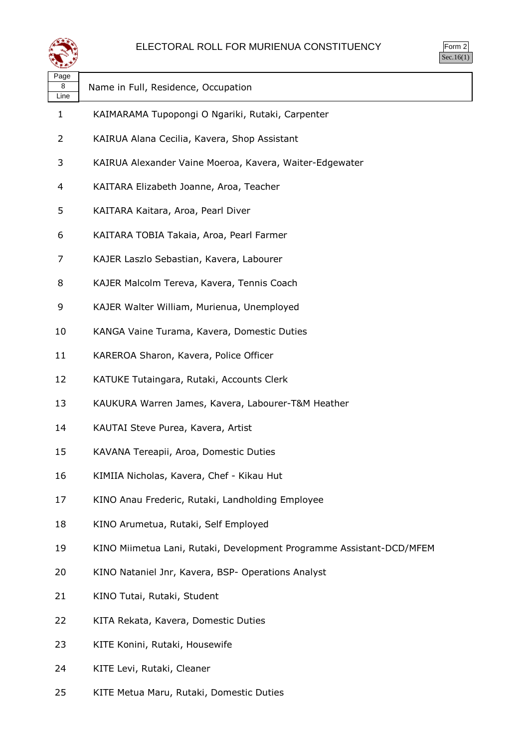# ELECTORAL ROLL FOR MURIENUA CONSTITUENCY

Form 2
Sec.16(1)

| Page 8 Line | Name in Full, Residence, Occupation |
|---|---|
| 1 | KAIMARAMA Tupopongi O Ngariki, Rutaki, Carpenter |
| 2 | KAIRUA Alana Cecilia, Kavera, Shop Assistant |
| 3 | KAIRUA Alexander Vaine Moeroa, Kavera, Waiter-Edgewater |
| 4 | KAITARA Elizabeth Joanne, Aroa, Teacher |
| 5 | KAITARA Kaitara, Aroa, Pearl Diver |
| 6 | KAITARA TOBIA Takaia, Aroa, Pearl Farmer |
| 7 | KAJER Laszlo Sebastian, Kavera, Labourer |
| 8 | KAJER Malcolm Tereva, Kavera, Tennis Coach |
| 9 | KAJER Walter William, Murienua, Unemployed |
| 10 | KANGA Vaine Turama, Kavera, Domestic Duties |
| 11 | KAREROA Sharon, Kavera, Police Officer |
| 12 | KATUKE Tutaingara, Rutaki, Accounts Clerk |
| 13 | KAUKURA Warren James, Kavera, Labourer-T&M Heather |
| 14 | KAUTAI Steve Purea, Kavera, Artist |
| 15 | KAVANA Tereapii, Aroa, Domestic Duties |
| 16 | KIMIIA Nicholas, Kavera, Chef - Kikau Hut |
| 17 | KINO Anau Frederic, Rutaki, Landholding Employee |
| 18 | KINO Arumetua, Rutaki, Self Employed |
| 19 | KINO Miimetua Lani, Rutaki, Development Programme Assistant-DCD/MFEM |
| 20 | KINO Nataniel Jnr, Kavera, BSP- Operations Analyst |
| 21 | KINO Tutai, Rutaki, Student |
| 22 | KITA Rekata, Kavera, Domestic Duties |
| 23 | KITE Konini, Rutaki, Housewife |
| 24 | KITE Levi, Rutaki, Cleaner |
| 25 | KITE Metua Maru, Rutaki, Domestic Duties |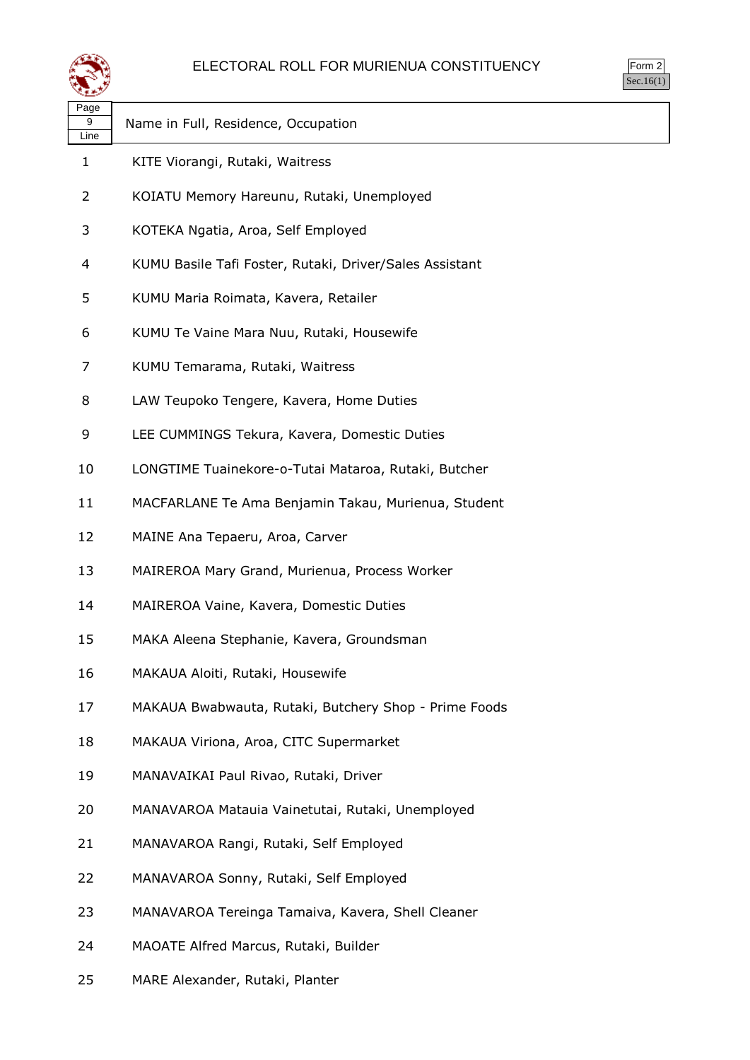# ELECTORAL ROLL FOR MURIENUA CONSTITUENCY

Form 2
Sec.16(1)

| Page 9 Line | Name in Full, Residence, Occupation |
|---|---|
| 1 | KITE Viorangi, Rutaki, Waitress |
| 2 | KOIATU Memory Hareunu, Rutaki, Unemployed |
| 3 | KOTEKA Ngatia, Aroa, Self Employed |
| 4 | KUMU Basile Tafi Foster, Rutaki, Driver/Sales Assistant |
| 5 | KUMU Maria Roimata, Kavera, Retailer |
| 6 | KUMU Te Vaine Mara Nuu, Rutaki, Housewife |
| 7 | KUMU Temarama, Rutaki, Waitress |
| 8 | LAW Teupoko Tengere, Kavera, Home Duties |
| 9 | LEE CUMMINGS Tekura, Kavera, Domestic Duties |
| 10 | LONGTIME Tuainekore-o-Tutai Mataroa, Rutaki, Butcher |
| 11 | MACFARLANE Te Ama Benjamin Takau, Murienua, Student |
| 12 | MAINE Ana Tepaeru, Aroa, Carver |
| 13 | MAIREROA Mary Grand, Murienua, Process Worker |
| 14 | MAIREROA Vaine, Kavera, Domestic Duties |
| 15 | MAKA Aleena Stephanie, Kavera, Groundsman |
| 16 | MAKAUA Aloiti, Rutaki, Housewife |
| 17 | MAKAUA Bwabwauta, Rutaki, Butchery Shop - Prime Foods |
| 18 | MAKAUA Viriona, Aroa, CITC Supermarket |
| 19 | MANAVAIKAI Paul Rivao, Rutaki, Driver |
| 20 | MANAVAROA Matauia Vainetutai, Rutaki, Unemployed |
| 21 | MANAVAROA Rangi, Rutaki, Self Employed |
| 22 | MANAVAROA Sonny, Rutaki, Self Employed |
| 23 | MANAVAROA Tereinga Tamaiva, Kavera, Shell Cleaner |
| 24 | MAOATE Alfred Marcus, Rutaki, Builder |
| 25 | MARE Alexander, Rutaki, Planter |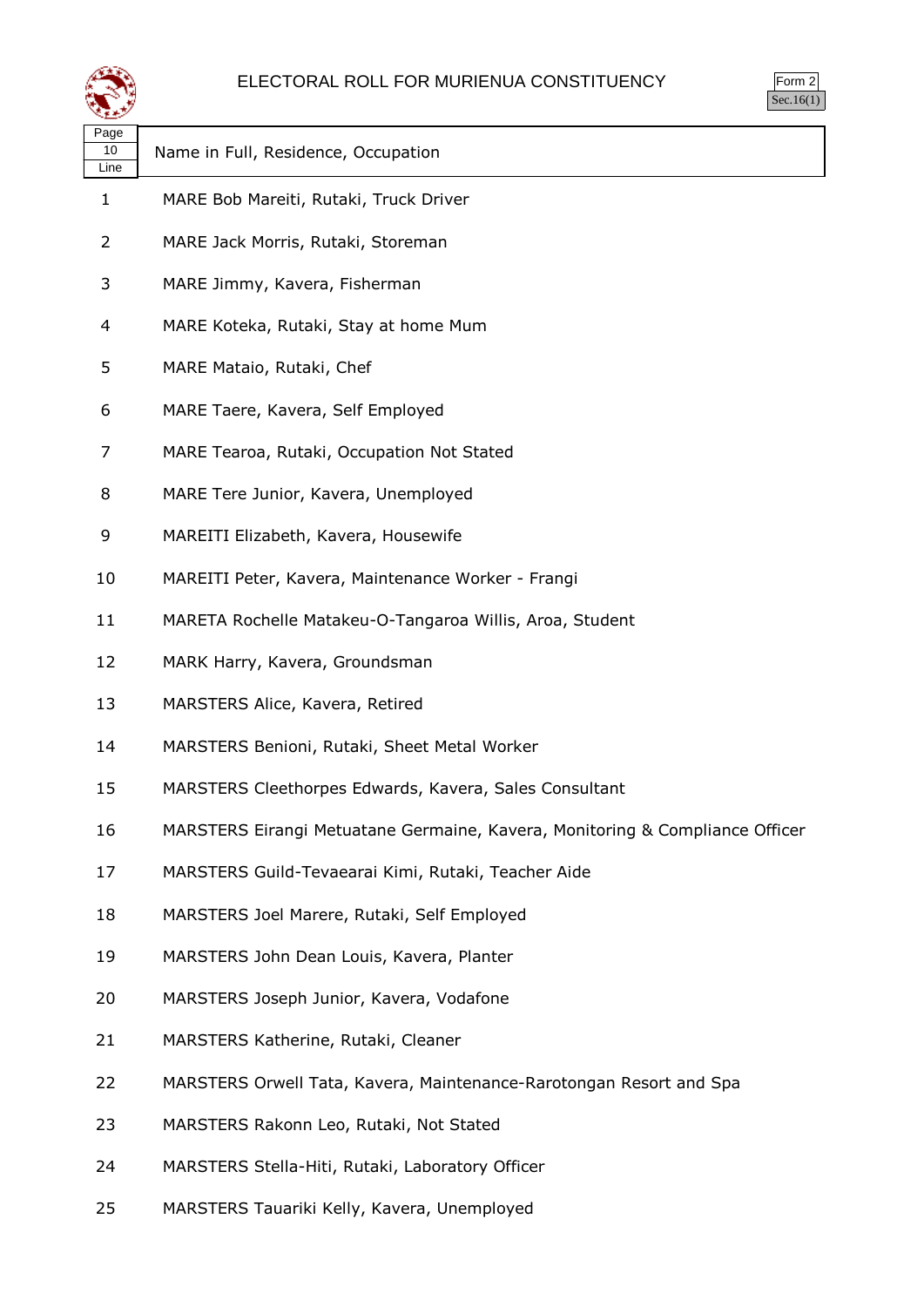ELECTORAL ROLL FOR MURIENUA CONSTITUENCY

Form 2
Sec.16(1)

| Page 10 Line | Name in Full, Residence, Occupation |
|---|---|
| 1 | MARE Bob Mareiti, Rutaki, Truck Driver |
| 2 | MARE Jack Morris, Rutaki, Storeman |
| 3 | MARE Jimmy, Kavera, Fisherman |
| 4 | MARE Koteka, Rutaki, Stay at home Mum |
| 5 | MARE Mataio, Rutaki, Chef |
| 6 | MARE Taere, Kavera, Self Employed |
| 7 | MARE Tearoa, Rutaki, Occupation Not Stated |
| 8 | MARE Tere Junior, Kavera, Unemployed |
| 9 | MAREITI Elizabeth, Kavera, Housewife |
| 10 | MAREITI Peter, Kavera, Maintenance Worker - Frangi |
| 11 | MARETA Rochelle Matakeu-O-Tangaroa Willis, Aroa, Student |
| 12 | MARK Harry, Kavera, Groundsman |
| 13 | MARSTERS Alice, Kavera, Retired |
| 14 | MARSTERS Benioni, Rutaki, Sheet Metal Worker |
| 15 | MARSTERS Cleethorpes Edwards, Kavera, Sales Consultant |
| 16 | MARSTERS Eirangi Metuatane Germaine, Kavera, Monitoring & Compliance Officer |
| 17 | MARSTERS Guild-Tevaearai Kimi, Rutaki, Teacher Aide |
| 18 | MARSTERS Joel Marere, Rutaki, Self Employed |
| 19 | MARSTERS John Dean Louis, Kavera, Planter |
| 20 | MARSTERS Joseph Junior, Kavera, Vodafone |
| 21 | MARSTERS Katherine, Rutaki, Cleaner |
| 22 | MARSTERS Orwell Tata, Kavera, Maintenance-Rarotongan Resort and Spa |
| 23 | MARSTERS Rakonn Leo, Rutaki, Not Stated |
| 24 | MARSTERS Stella-Hiti, Rutaki, Laboratory Officer |
| 25 | MARSTERS Tauariki Kelly, Kavera, Unemployed |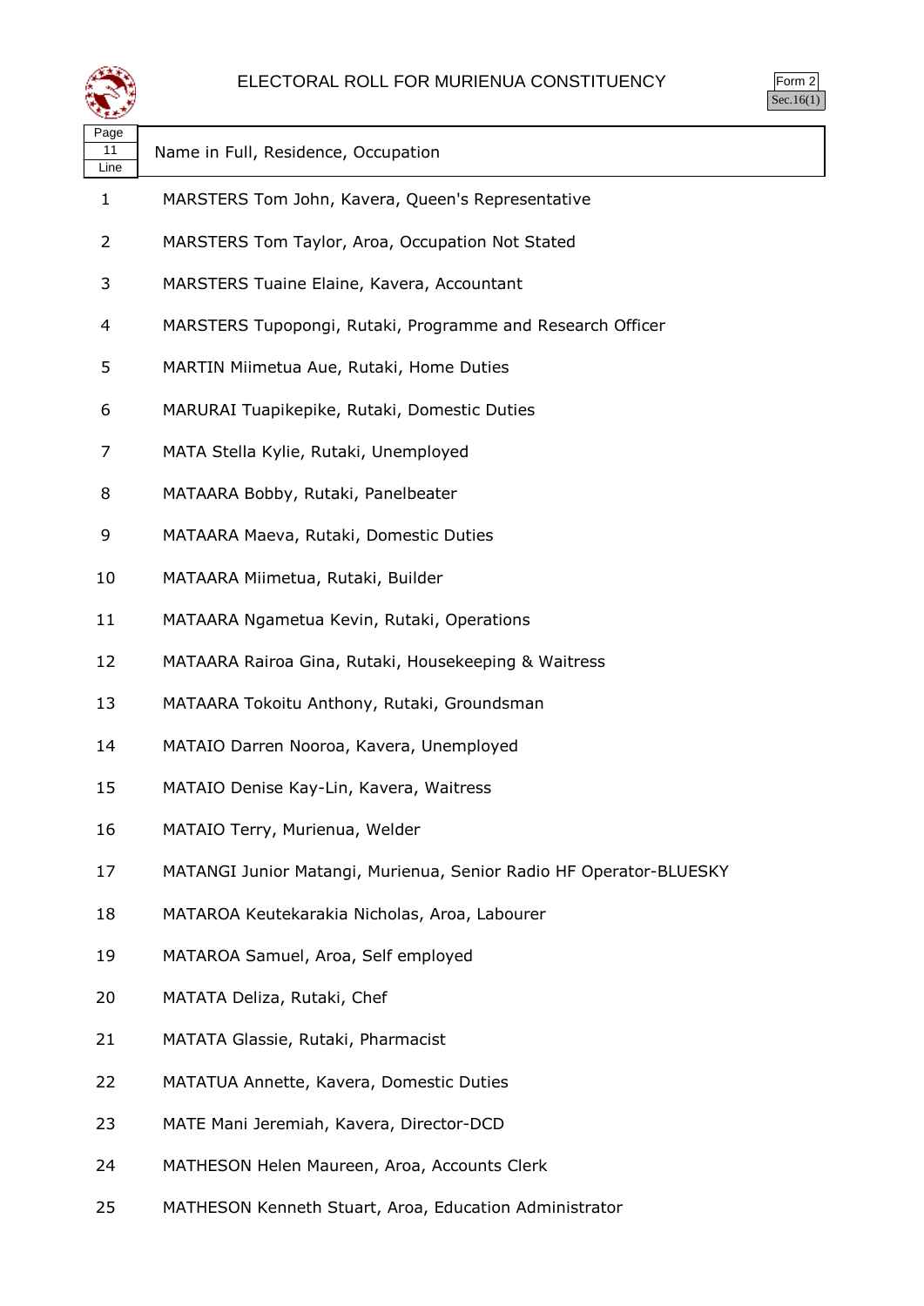# ELECTORAL ROLL FOR MURIENUA CONSTITUENCY

Form 2
Sec.16(1)

| Page 11 Line | Name in Full, Residence, Occupation |
|---|---|
| 1 | MARSTERS Tom John, Kavera, Queen's Representative |
| 2 | MARSTERS Tom Taylor, Aroa, Occupation Not Stated |
| 3 | MARSTERS Tuaine Elaine, Kavera, Accountant |
| 4 | MARSTERS Tupopongi, Rutaki, Programme and Research Officer |
| 5 | MARTIN Miimetua Aue, Rutaki, Home Duties |
| 6 | MARURAI Tuapikepike, Rutaki, Domestic Duties |
| 7 | MATA Stella Kylie, Rutaki, Unemployed |
| 8 | MATAARA Bobby, Rutaki, Panelbeater |
| 9 | MATAARA Maeva, Rutaki, Domestic Duties |
| 10 | MATAARA Miimetua, Rutaki, Builder |
| 11 | MATAARA Ngametua Kevin, Rutaki, Operations |
| 12 | MATAARA Rairoa Gina, Rutaki, Housekeeping & Waitress |
| 13 | MATAARA Tokoitu Anthony, Rutaki, Groundsman |
| 14 | MATAIO Darren Nooroa, Kavera, Unemployed |
| 15 | MATAIO Denise Kay-Lin, Kavera, Waitress |
| 16 | MATAIO Terry, Murienua, Welder |
| 17 | MATANGI Junior Matangi, Murienua, Senior Radio HF Operator-BLUESKY |
| 18 | MATAROA Keutekarakia Nicholas, Aroa, Labourer |
| 19 | MATAROA Samuel, Aroa, Self employed |
| 20 | MATATA Deliza, Rutaki, Chef |
| 21 | MATATA Glassie, Rutaki, Pharmacist |
| 22 | MATATUA Annette, Kavera, Domestic Duties |
| 23 | MATE Mani Jeremiah, Kavera, Director-DCD |
| 24 | MATHESON Helen Maureen, Aroa, Accounts Clerk |
| 25 | MATHESON Kenneth Stuart, Aroa, Education Administrator |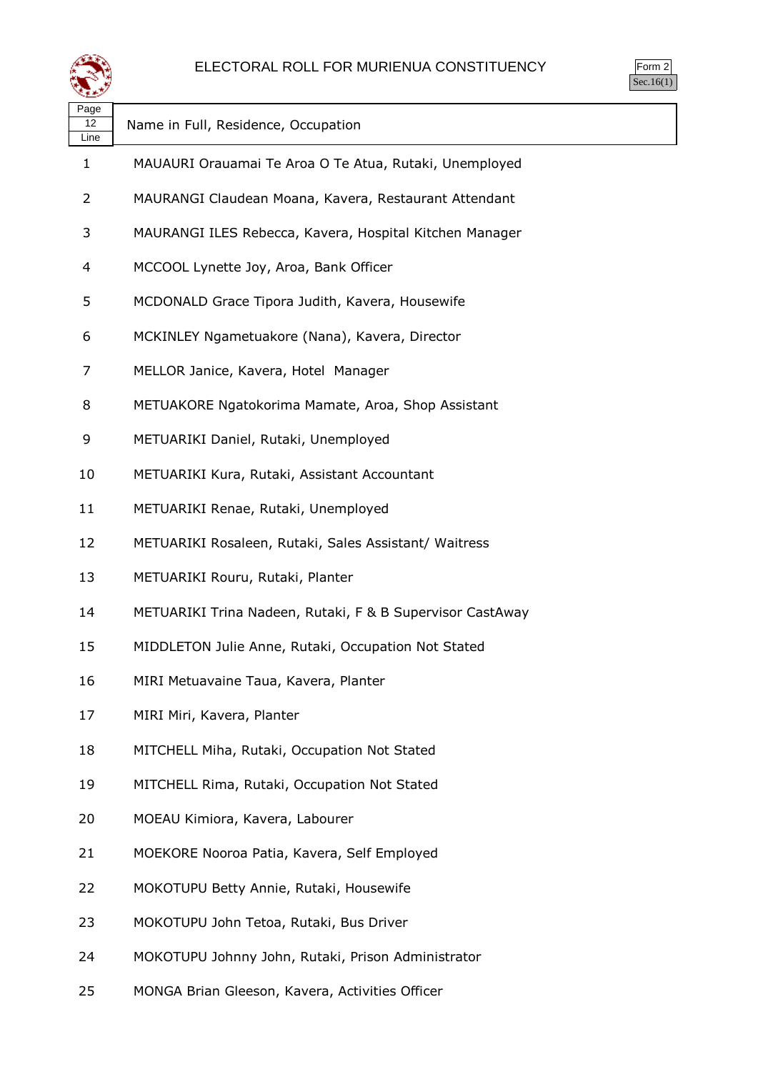# ELECTORAL ROLL FOR MURIENUA CONSTITUENCY

Form 2
Sec.16(1)

| Page 12 Line | Name in Full, Residence, Occupation |
| --- | --- |
| 1 | MAUAURI Orauamai Te Aroa O Te Atua, Rutaki, Unemployed |
| 2 | MAURANGI Claudean Moana, Kavera, Restaurant Attendant |
| 3 | MAURANGI ILES Rebecca, Kavera, Hospital Kitchen Manager |
| 4 | MCCOOL Lynette Joy, Aroa, Bank Officer |
| 5 | MCDONALD Grace Tipora Judith, Kavera, Housewife |
| 6 | MCKINLEY Ngametuakore (Nana), Kavera, Director |
| 7 | MELLOR Janice, Kavera, Hotel Manager |
| 8 | METUAKORE Ngatokorima Mamate, Aroa, Shop Assistant |
| 9 | METUARIKI Daniel, Rutaki, Unemployed |
| 10 | METUARIKI Kura, Rutaki, Assistant Accountant |
| 11 | METUARIKI Renae, Rutaki, Unemployed |
| 12 | METUARIKI Rosaleen, Rutaki, Sales Assistant/ Waitress |
| 13 | METUARIKI Rouru, Rutaki, Planter |
| 14 | METUARIKI Trina Nadeen, Rutaki, F & B Supervisor CastAway |
| 15 | MIDDLETON Julie Anne, Rutaki, Occupation Not Stated |
| 16 | MIRI Metuavaine Taua, Kavera, Planter |
| 17 | MIRI Miri, Kavera, Planter |
| 18 | MITCHELL Miha, Rutaki, Occupation Not Stated |
| 19 | MITCHELL Rima, Rutaki, Occupation Not Stated |
| 20 | MOEAU Kimiora, Kavera, Labourer |
| 21 | MOEKORE Nooroa Patia, Kavera, Self Employed |
| 22 | MOKOTUPU Betty Annie, Rutaki, Housewife |
| 23 | MOKOTUPU John Tetoa, Rutaki, Bus Driver |
| 24 | MOKOTUPU Johnny John, Rutaki, Prison Administrator |
| 25 | MONGA Brian Gleeson, Kavera, Activities Officer |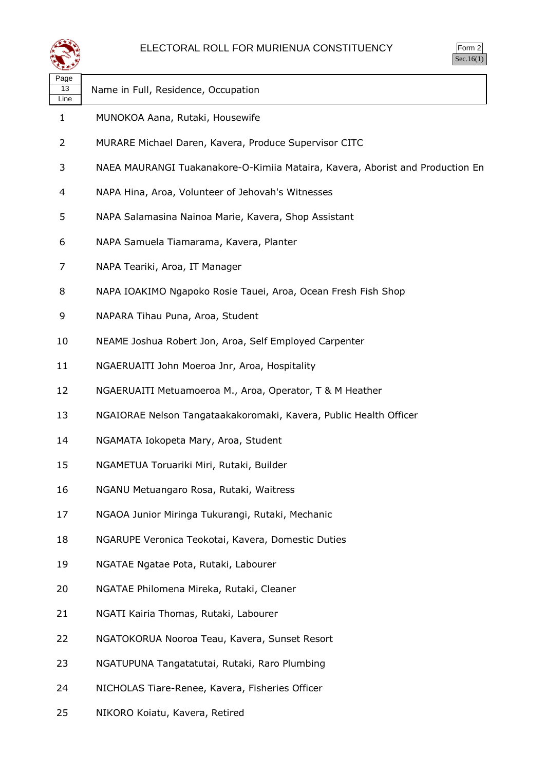# ELECTORAL ROLL FOR MURIENUA CONSTITUENCY

Form 2
Sec.16(1)

| Page 13 Line | Name in Full, Residence, Occupation |
|---|---|
| 1 | MUNOKOA Aana, Rutaki, Housewife |
| 2 | MURARE Michael Daren, Kavera, Produce Supervisor CITC |
| 3 | NAEA MAURANGI Tuakanakore-O-Kimiia Mataira, Kavera, Aborist and Production En |
| 4 | NAPA Hina, Aroa, Volunteer of Jehovah's Witnesses |
| 5 | NAPA Salamasina Nainoa Marie, Kavera, Shop Assistant |
| 6 | NAPA Samuela Tiamarama, Kavera, Planter |
| 7 | NAPA Teariki, Aroa, IT Manager |
| 8 | NAPA IOAKIMO Ngapoko Rosie Tauei, Aroa, Ocean Fresh Fish Shop |
| 9 | NAPARA Tihau Puna, Aroa, Student |
| 10 | NEAME Joshua Robert Jon, Aroa, Self Employed Carpenter |
| 11 | NGAERUAITI John Moeroa Jnr, Aroa, Hospitality |
| 12 | NGAERUAITI Metuamoeroa M., Aroa, Operator, T & M Heather |
| 13 | NGAIORAE Nelson Tangataakakoromaki, Kavera, Public Health Officer |
| 14 | NGAMATA Iokopeta Mary, Aroa, Student |
| 15 | NGAMETUA Toruariki Miri, Rutaki, Builder |
| 16 | NGANU Metuangaro Rosa, Rutaki, Waitress |
| 17 | NGAOA Junior Miringa Tukurangi, Rutaki, Mechanic |
| 18 | NGARUPE Veronica Teokotai, Kavera, Domestic Duties |
| 19 | NGATAE Ngatae Pota, Rutaki, Labourer |
| 20 | NGATAE Philomena Mireka, Rutaki, Cleaner |
| 21 | NGATI Kairia Thomas, Rutaki, Labourer |
| 22 | NGATOKORUA Nooroa Teau, Kavera, Sunset Resort |
| 23 | NGATUPUNA Tangatatutai, Rutaki, Raro Plumbing |
| 24 | NICHOLAS Tiare-Renee, Kavera, Fisheries Officer |
| 25 | NIKORO Koiatu, Kavera, Retired |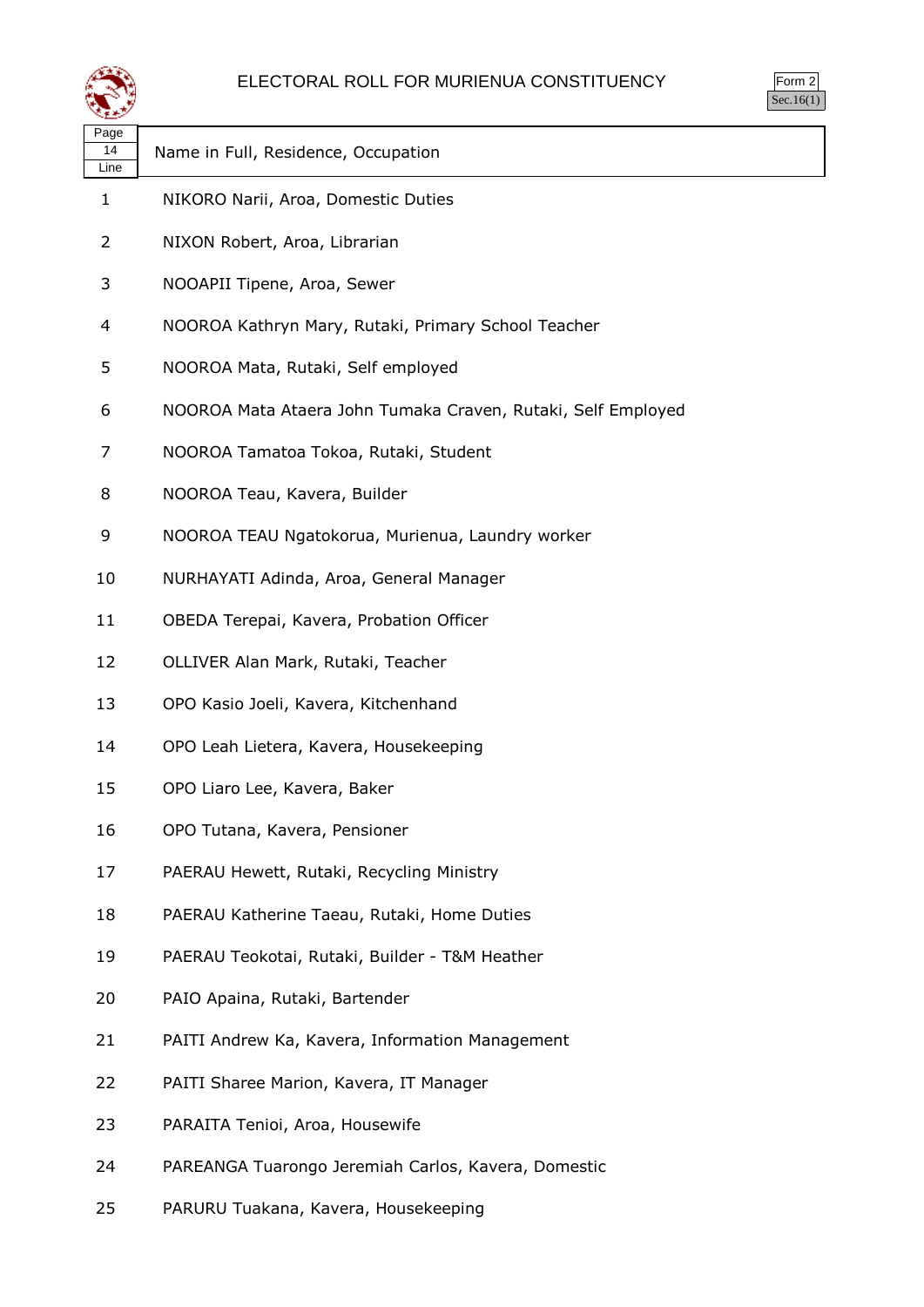# ELECTORAL ROLL FOR MURIENUA CONSTITUENCY

Form 2
Sec.16(1)

| Page 14 Line | Name in Full, Residence, Occupation |
|---|---|
| 1 | NIKORO Narii, Aroa, Domestic Duties |
| 2 | NIXON Robert, Aroa, Librarian |
| 3 | NOOAPII Tipene, Aroa, Sewer |
| 4 | NOOROA Kathryn Mary, Rutaki, Primary School Teacher |
| 5 | NOOROA Mata, Rutaki, Self employed |
| 6 | NOOROA Mata Ataera John Tumaka Craven, Rutaki, Self Employed |
| 7 | NOOROA Tamatoa Tokoa, Rutaki, Student |
| 8 | NOOROA Teau, Kavera, Builder |
| 9 | NOOROA TEAU Ngatokorua, Murienua, Laundry worker |
| 10 | NURHAYATI Adinda, Aroa, General Manager |
| 11 | OBEDA Terepai, Kavera, Probation Officer |
| 12 | OLLIVER Alan Mark, Rutaki, Teacher |
| 13 | OPO Kasio Joeli, Kavera, Kitchenhand |
| 14 | OPO Leah Lietera, Kavera, Housekeeping |
| 15 | OPO Liaro Lee, Kavera, Baker |
| 16 | OPO Tutana, Kavera, Pensioner |
| 17 | PAERAU Hewett, Rutaki, Recycling Ministry |
| 18 | PAERAU Katherine Taeau, Rutaki, Home Duties |
| 19 | PAERAU Teokotai, Rutaki, Builder - T&M Heather |
| 20 | PAIO Apaina, Rutaki, Bartender |
| 21 | PAITI Andrew Ka, Kavera, Information Management |
| 22 | PAITI Sharee Marion, Kavera, IT Manager |
| 23 | PARAITA Tenioi, Aroa, Housewife |
| 24 | PAREANGA Tuarongo Jeremiah Carlos, Kavera, Domestic |
| 25 | PARURU Tuakana, Kavera, Housekeeping |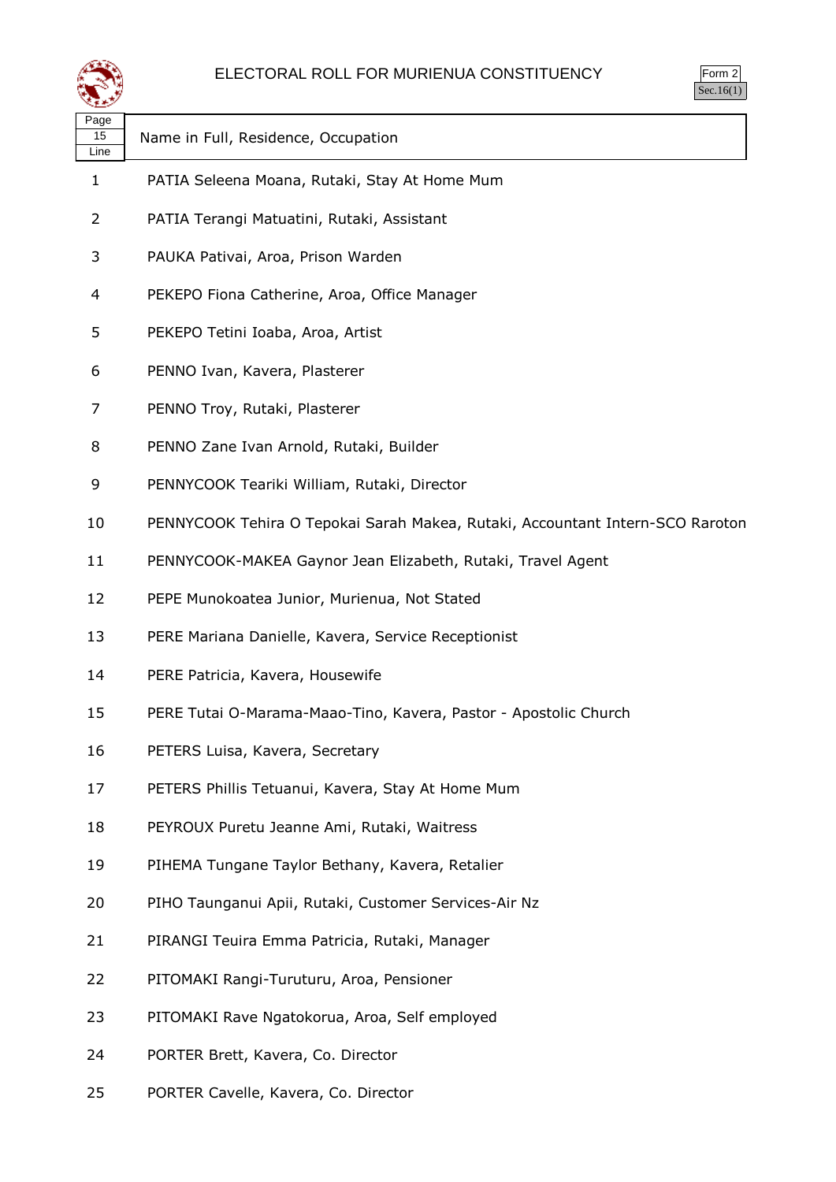# ELECTORAL ROLL FOR MURIENUA CONSTITUENCY

Form 2
Sec.16(1)

| Page 15 Line | Name in Full, Residence, Occupation |
|---|---|
| 1 | PATIA Seleena Moana, Rutaki, Stay At Home Mum |
| 2 | PATIA Terangi Matuatini, Rutaki, Assistant |
| 3 | PAUKA Pativai, Aroa, Prison Warden |
| 4 | PEKEPO Fiona Catherine, Aroa, Office Manager |
| 5 | PEKEPO Tetini Ioaba, Aroa, Artist |
| 6 | PENNO Ivan, Kavera, Plasterer |
| 7 | PENNO Troy, Rutaki, Plasterer |
| 8 | PENNO Zane Ivan Arnold, Rutaki, Builder |
| 9 | PENNYCOOK Teariki William, Rutaki, Director |
| 10 | PENNYCOOK Tehira O Tepokai Sarah Makea, Rutaki, Accountant Intern-SCO Raroton |
| 11 | PENNYCOOK-MAKEA Gaynor Jean Elizabeth, Rutaki, Travel Agent |
| 12 | PEPE Munokoatea Junior, Murienua, Not Stated |
| 13 | PERE Mariana Danielle, Kavera, Service Receptionist |
| 14 | PERE Patricia, Kavera, Housewife |
| 15 | PERE Tutai O-Marama-Maao-Tino, Kavera, Pastor - Apostolic Church |
| 16 | PETERS Luisa, Kavera, Secretary |
| 17 | PETERS Phillis Tetuanui, Kavera, Stay At Home Mum |
| 18 | PEYROUX Puretu Jeanne Ami, Rutaki, Waitress |
| 19 | PIHEMA Tungane Taylor Bethany, Kavera, Retalier |
| 20 | PIHO Taunganui Apii, Rutaki, Customer Services-Air Nz |
| 21 | PIRANGI Teuira Emma Patricia, Rutaki, Manager |
| 22 | PITOMAKI Rangi-Turuturu, Aroa, Pensioner |
| 23 | PITOMAKI Rave Ngatokorua, Aroa, Self employed |
| 24 | PORTER Brett, Kavera, Co. Director |
| 25 | PORTER Cavelle, Kavera, Co. Director |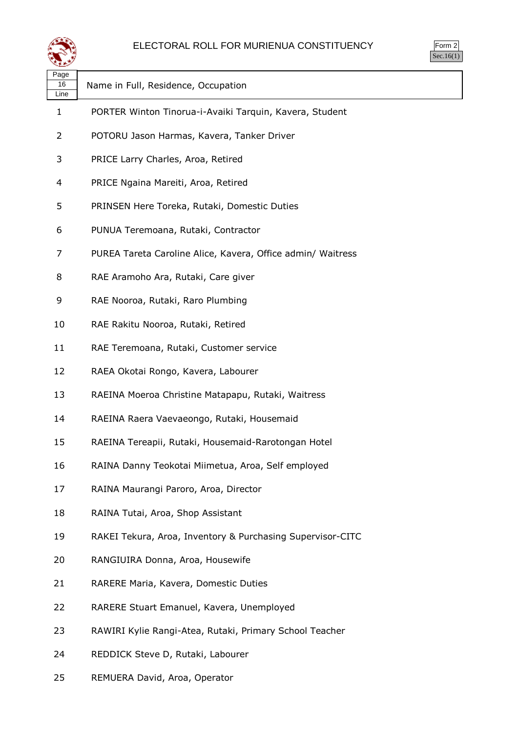# ELECTORAL ROLL FOR MURIENUA CONSTITUENCY

Form 2
Sec.16(1)

| Page 16 Line | Name in Full, Residence, Occupation |
|---|---|
| 1 | PORTER Winton Tinorua-i-Avaiki Tarquin, Kavera, Student |
| 2 | POTORU Jason Harmas, Kavera, Tanker Driver |
| 3 | PRICE Larry Charles, Aroa, Retired |
| 4 | PRICE Ngaina Mareiti, Aroa, Retired |
| 5 | PRINSEN Here Toreka, Rutaki, Domestic Duties |
| 6 | PUNUA Teremoana, Rutaki, Contractor |
| 7 | PUREA Tareta Caroline Alice, Kavera, Office admin/ Waitress |
| 8 | RAE Aramoho Ara, Rutaki, Care giver |
| 9 | RAE Nooroa, Rutaki, Raro Plumbing |
| 10 | RAE Rakitu Nooroa, Rutaki, Retired |
| 11 | RAE Teremoana, Rutaki, Customer service |
| 12 | RAEA Okotai Rongo, Kavera, Labourer |
| 13 | RAEINA Moeroa Christine Matapapu, Rutaki, Waitress |
| 14 | RAEINA Raera Vaevaeongo, Rutaki, Housemaid |
| 15 | RAEINA Tereapii, Rutaki, Housemaid-Rarotongan Hotel |
| 16 | RAINA Danny Teokotai Miimetua, Aroa, Self employed |
| 17 | RAINA Maurangi Paroro, Aroa, Director |
| 18 | RAINA Tutai, Aroa, Shop Assistant |
| 19 | RAKEI Tekura, Aroa, Inventory & Purchasing Supervisor-CITC |
| 20 | RANGIUIRA Donna, Aroa, Housewife |
| 21 | RARERE Maria, Kavera, Domestic Duties |
| 22 | RARERE Stuart Emanuel, Kavera, Unemployed |
| 23 | RAWIRI Kylie Rangi-Atea, Rutaki, Primary School Teacher |
| 24 | REDDICK Steve D, Rutaki, Labourer |
| 25 | REMUERA David, Aroa, Operator |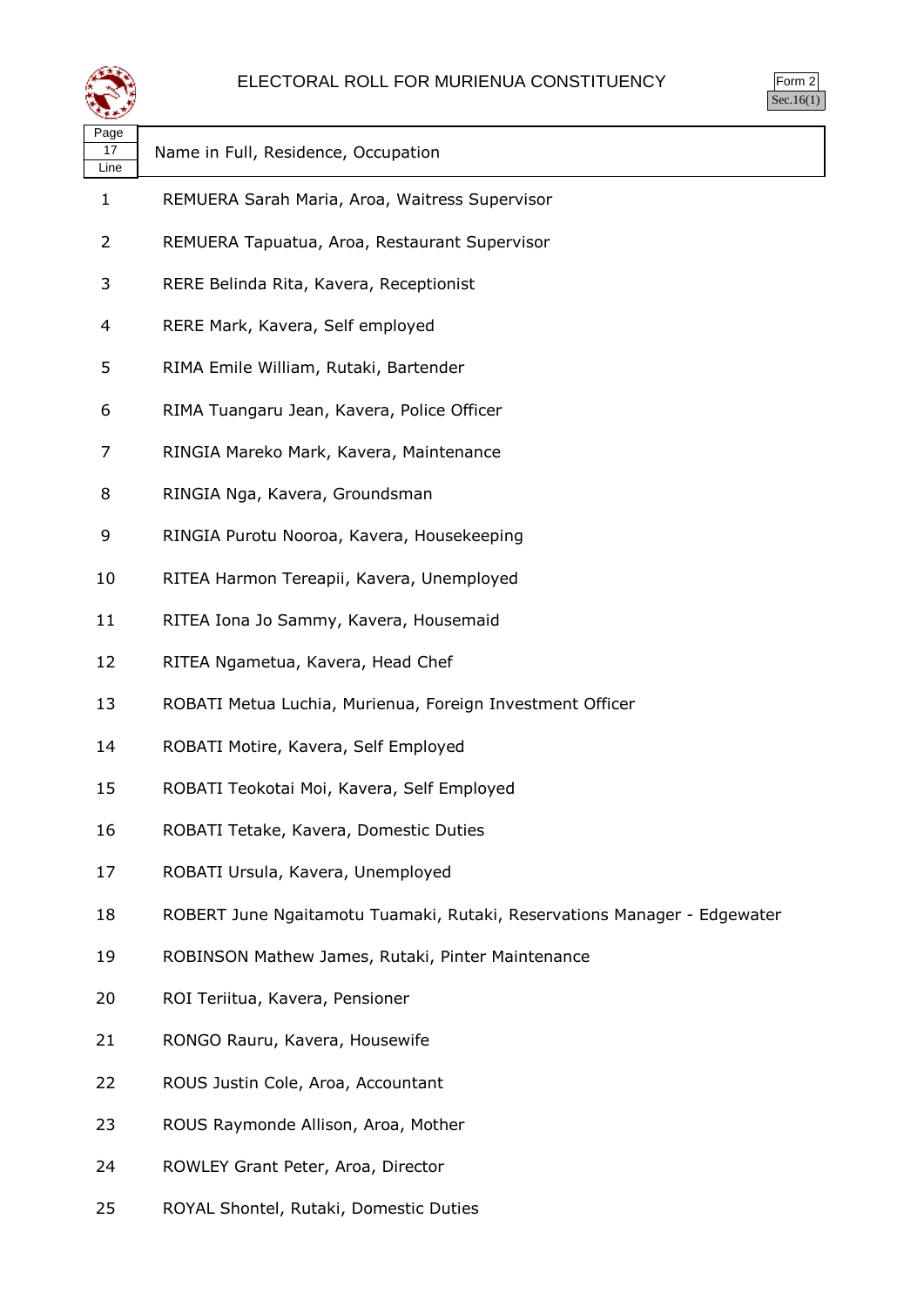# ELECTORAL ROLL FOR MURIENUA CONSTITUENCY

Form 2
Sec.16(1)

| Page 17 Line | Name in Full, Residence, Occupation |
|---|---|
| 1 | REMUERA Sarah Maria, Aroa, Waitress Supervisor |
| 2 | REMUERA Tapuatua, Aroa, Restaurant Supervisor |
| 3 | RERE Belinda Rita, Kavera, Receptionist |
| 4 | RERE Mark, Kavera, Self employed |
| 5 | RIMA Emile William, Rutaki, Bartender |
| 6 | RIMA Tuangaru Jean, Kavera, Police Officer |
| 7 | RINGIA Mareko Mark, Kavera, Maintenance |
| 8 | RINGIA Nga, Kavera, Groundsman |
| 9 | RINGIA Purotu Nooroa, Kavera, Housekeeping |
| 10 | RITEA Harmon Tereapii, Kavera, Unemployed |
| 11 | RITEA Iona Jo Sammy, Kavera, Housemaid |
| 12 | RITEA Ngametua, Kavera, Head Chef |
| 13 | ROBATI Metua Luchia, Murienua, Foreign Investment Officer |
| 14 | ROBATI Motire, Kavera, Self Employed |
| 15 | ROBATI Teokotai Moi, Kavera, Self Employed |
| 16 | ROBATI Tetake, Kavera, Domestic Duties |
| 17 | ROBATI Ursula, Kavera, Unemployed |
| 18 | ROBERT June Ngaitamotu Tuamaki, Rutaki, Reservations Manager - Edgewater |
| 19 | ROBINSON Mathew James, Rutaki, Pinter Maintenance |
| 20 | ROI Teriitua, Kavera, Pensioner |
| 21 | RONGO Rauru, Kavera, Housewife |
| 22 | ROUS Justin Cole, Aroa, Accountant |
| 23 | ROUS Raymonde Allison, Aroa, Mother |
| 24 | ROWLEY Grant Peter, Aroa, Director |
| 25 | ROYAL Shontel, Rutaki, Domestic Duties |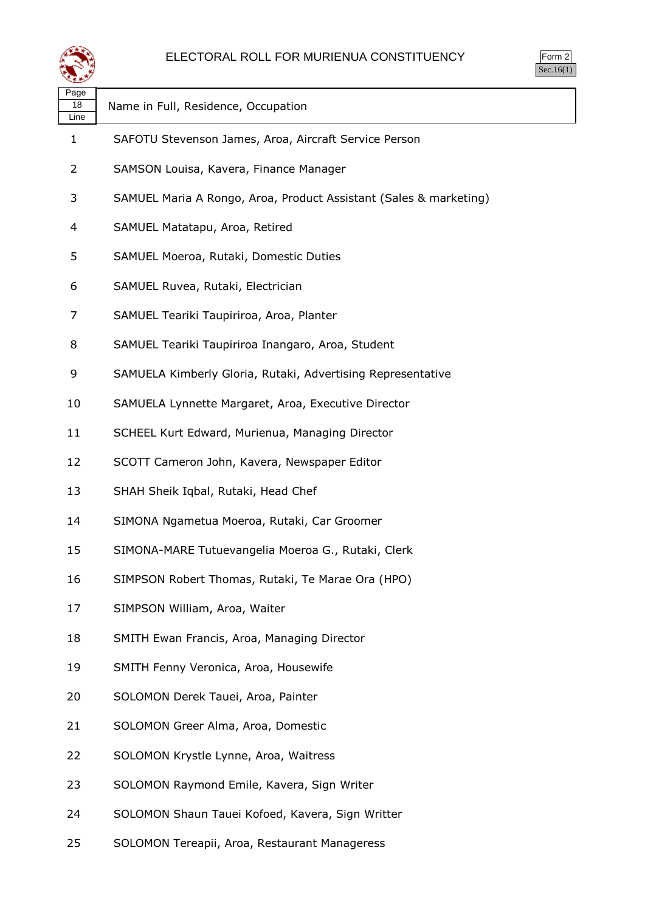# ELECTORAL ROLL FOR MURIENUA CONSTITUENCY

Form 2
Sec.16(1)

| Page 18 Line | Name in Full, Residence, Occupation |
|---|---|
| 1 | SAFOTU Stevenson James, Aroa, Aircraft Service Person |
| 2 | SAMSON Louisa, Kavera, Finance Manager |
| 3 | SAMUEL Maria A Rongo, Aroa, Product Assistant (Sales & marketing) |
| 4 | SAMUEL Matatapu, Aroa, Retired |
| 5 | SAMUEL Moeroa, Rutaki, Domestic Duties |
| 6 | SAMUEL Ruvea, Rutaki, Electrician |
| 7 | SAMUEL Teariki Taupiriroa, Aroa, Planter |
| 8 | SAMUEL Teariki Taupiriroa Inangaro, Aroa, Student |
| 9 | SAMUELA Kimberly Gloria, Rutaki, Advertising Representative |
| 10 | SAMUELA Lynnette Margaret, Aroa, Executive Director |
| 11 | SCHEEL Kurt Edward, Murienua, Managing Director |
| 12 | SCOTT Cameron John, Kavera, Newspaper Editor |
| 13 | SHAH Sheik Iqbal, Rutaki, Head Chef |
| 14 | SIMONA Ngametua Moeroa, Rutaki, Car Groomer |
| 15 | SIMONA-MARE Tutuevangelia Moeroa G., Rutaki, Clerk |
| 16 | SIMPSON Robert Thomas, Rutaki, Te Marae Ora (HPO) |
| 17 | SIMPSON William, Aroa, Waiter |
| 18 | SMITH Ewan Francis, Aroa, Managing Director |
| 19 | SMITH Fenny Veronica, Aroa, Housewife |
| 20 | SOLOMON Derek Tauei, Aroa, Painter |
| 21 | SOLOMON Greer Alma, Aroa, Domestic |
| 22 | SOLOMON Krystle Lynne, Aroa, Waitress |
| 23 | SOLOMON Raymond Emile, Kavera, Sign Writer |
| 24 | SOLOMON Shaun Tauei Kofoed, Kavera, Sign Writter |
| 25 | SOLOMON Tereapii, Aroa, Restaurant Manageress |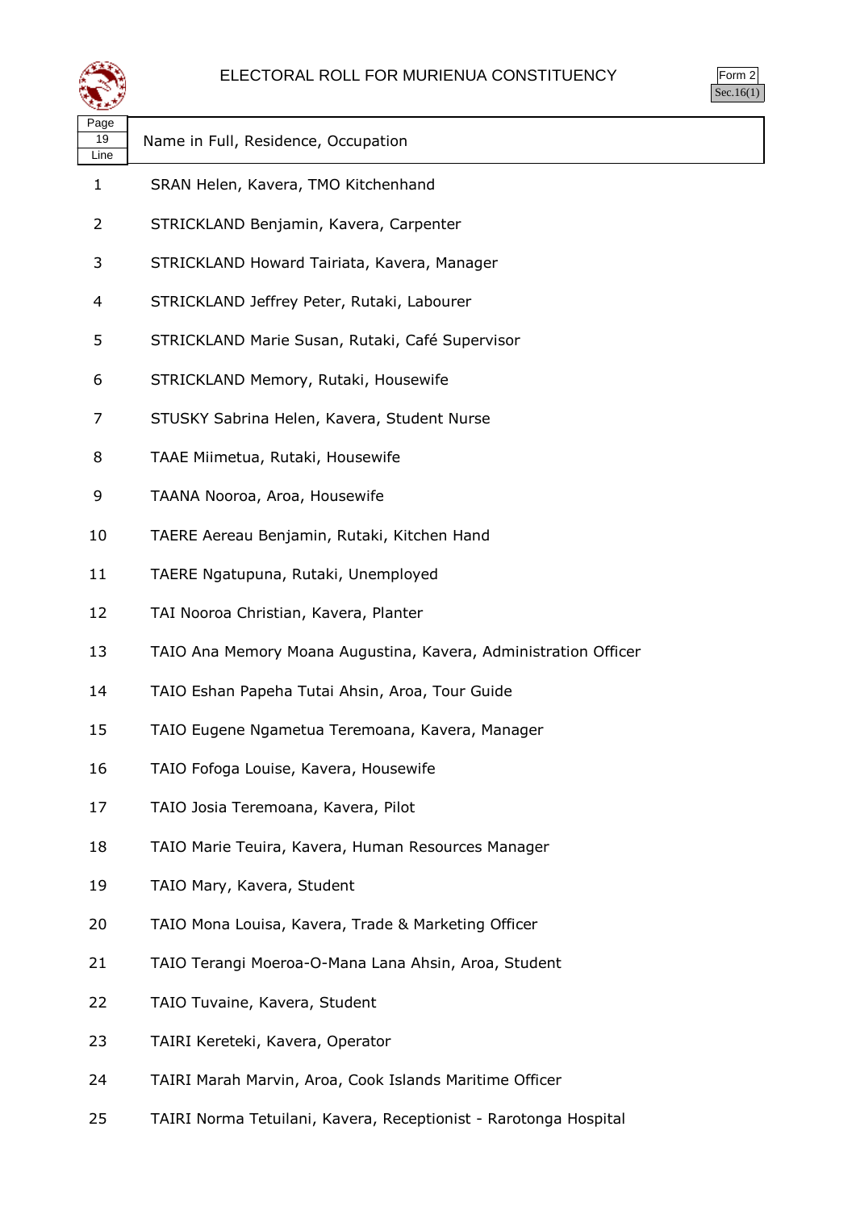# ELECTORAL ROLL FOR MURIENUA CONSTITUENCY

Form 2
Sec.16(1)

| Page 19 Line | Name in Full, Residence, Occupation |
|---|---|
| 1 | SRAN Helen, Kavera, TMO Kitchenhand |
| 2 | STRICKLAND Benjamin, Kavera, Carpenter |
| 3 | STRICKLAND Howard Tairiata, Kavera, Manager |
| 4 | STRICKLAND Jeffrey Peter, Rutaki, Labourer |
| 5 | STRICKLAND Marie Susan, Rutaki, Café Supervisor |
| 6 | STRICKLAND Memory, Rutaki, Housewife |
| 7 | STUSKY Sabrina Helen, Kavera, Student Nurse |
| 8 | TAAE Miimetua, Rutaki, Housewife |
| 9 | TAANA Nooroa, Aroa, Housewife |
| 10 | TAERE Aereau Benjamin, Rutaki, Kitchen Hand |
| 11 | TAERE Ngatupuna, Rutaki, Unemployed |
| 12 | TAI Nooroa Christian, Kavera, Planter |
| 13 | TAIO Ana Memory Moana Augustina, Kavera, Administration Officer |
| 14 | TAIO Eshan Papeha Tutai Ahsin, Aroa, Tour Guide |
| 15 | TAIO Eugene Ngametua Teremoana, Kavera, Manager |
| 16 | TAIO Fofoga Louise, Kavera, Housewife |
| 17 | TAIO Josia Teremoana, Kavera, Pilot |
| 18 | TAIO Marie Teuira, Kavera, Human Resources Manager |
| 19 | TAIO Mary, Kavera, Student |
| 20 | TAIO Mona Louisa, Kavera, Trade & Marketing Officer |
| 21 | TAIO Terangi Moeroa-O-Mana Lana Ahsin, Aroa, Student |
| 22 | TAIO Tuvaine, Kavera, Student |
| 23 | TAIRI Kereteki, Kavera, Operator |
| 24 | TAIRI Marah Marvin, Aroa, Cook Islands Maritime Officer |
| 25 | TAIRI Norma Tetuilani, Kavera, Receptionist - Rarotonga Hospital |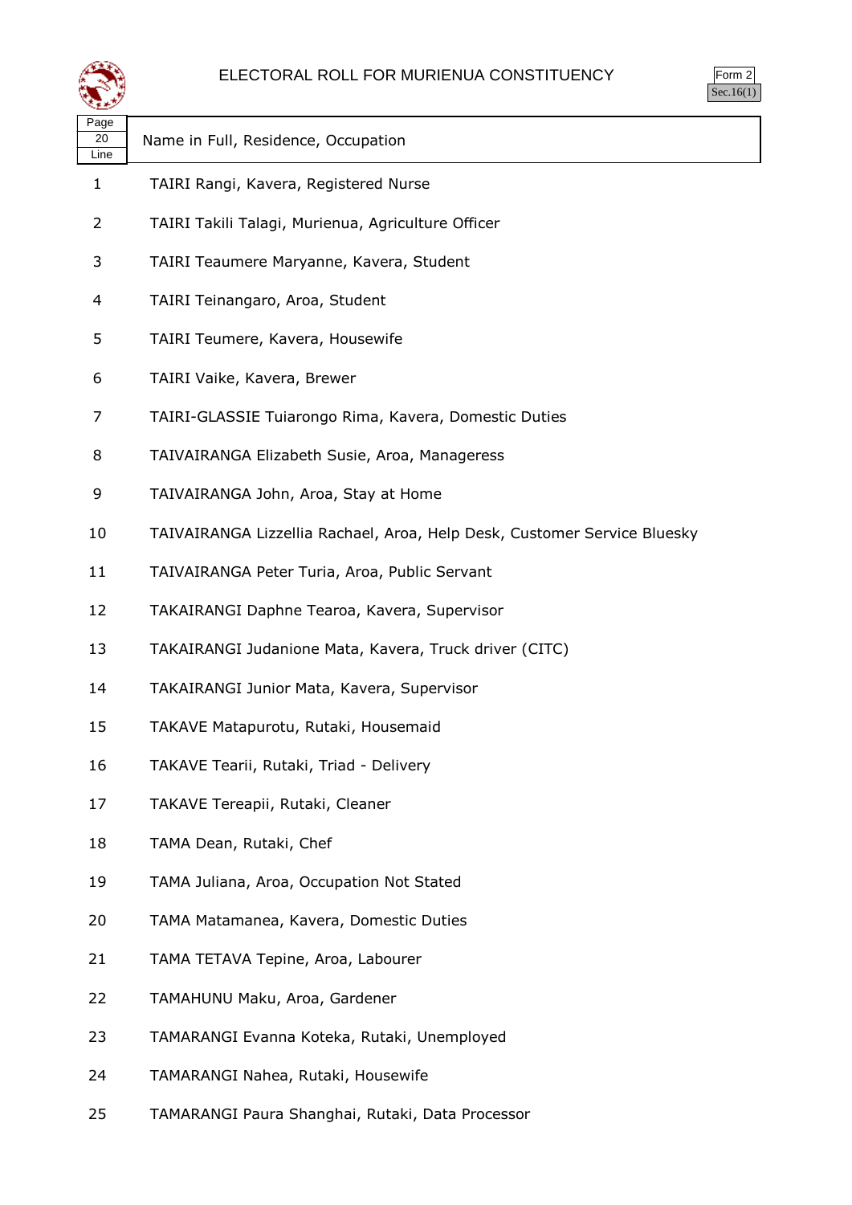# ELECTORAL ROLL FOR MURIENUA CONSTITUENCY

Form 2
Sec.16(1)

| Page 20 Line | Name in Full, Residence, Occupation |
|---|---|
| 1 | TAIRI Rangi, Kavera, Registered Nurse |
| 2 | TAIRI Takili Talagi, Murienua, Agriculture Officer |
| 3 | TAIRI Teaumere Maryanne, Kavera, Student |
| 4 | TAIRI Teinangaro, Aroa, Student |
| 5 | TAIRI Teumere, Kavera, Housewife |
| 6 | TAIRI Vaike, Kavera, Brewer |
| 7 | TAIRI-GLASSIE Tuiarongo Rima, Kavera, Domestic Duties |
| 8 | TAIVAIRANGA Elizabeth Susie, Aroa, Manageress |
| 9 | TAIVAIRANGA John, Aroa, Stay at Home |
| 10 | TAIVAIRANGA Lizzellia Rachael, Aroa, Help Desk, Customer Service Bluesky |
| 11 | TAIVAIRANGA Peter Turia, Aroa, Public Servant |
| 12 | TAKAIRANGI Daphne Tearoa, Kavera, Supervisor |
| 13 | TAKAIRANGI Judanione Mata, Kavera, Truck driver (CITC) |
| 14 | TAKAIRANGI Junior Mata, Kavera, Supervisor |
| 15 | TAKAVE Matapurotu, Rutaki, Housemaid |
| 16 | TAKAVE Tearii, Rutaki, Triad - Delivery |
| 17 | TAKAVE Tereapii, Rutaki, Cleaner |
| 18 | TAMA Dean, Rutaki, Chef |
| 19 | TAMA Juliana, Aroa, Occupation Not Stated |
| 20 | TAMA Matamanea, Kavera, Domestic Duties |
| 21 | TAMA TETAVA Tepine, Aroa, Labourer |
| 22 | TAMAHUNU Maku, Aroa, Gardener |
| 23 | TAMARANGI Evanna Koteka, Rutaki, Unemployed |
| 24 | TAMARANGI Nahea, Rutaki, Housewife |
| 25 | TAMARANGI Paura Shanghai, Rutaki, Data Processor |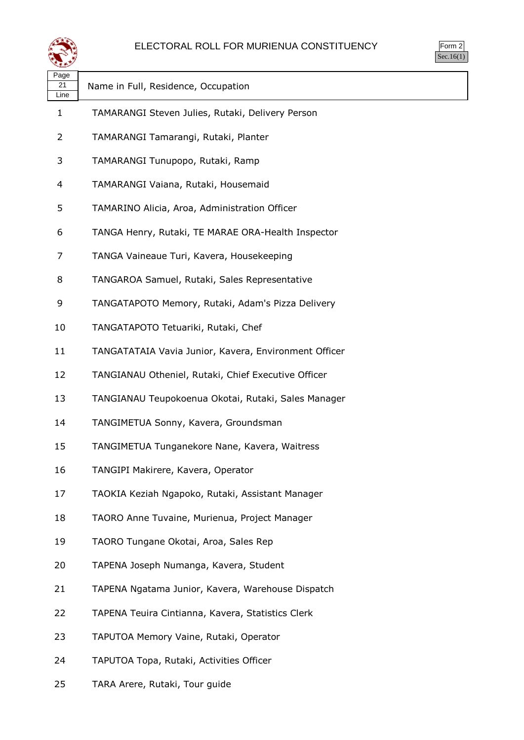# ELECTORAL ROLL FOR MURIENUA CONSTITUENCY

Form 2
Sec.16(1)

| Page 21 Line | Name in Full, Residence, Occupation |
|---|---|
| 1 | TAMARANGI Steven Julies, Rutaki, Delivery Person |
| 2 | TAMARANGI Tamarangi, Rutaki, Planter |
| 3 | TAMARANGI Tunupopo, Rutaki, Ramp |
| 4 | TAMARANGI Vaiana, Rutaki, Housemaid |
| 5 | TAMARINO Alicia, Aroa, Administration Officer |
| 6 | TANGA Henry, Rutaki, TE MARAE ORA-Health Inspector |
| 7 | TANGA Vaineaue Turi, Kavera, Housekeeping |
| 8 | TANGAROA Samuel, Rutaki, Sales Representative |
| 9 | TANGATAPOTO Memory, Rutaki, Adam's Pizza Delivery |
| 10 | TANGATAPOTO Tetuariki, Rutaki, Chef |
| 11 | TANGATATAIA Vavia Junior, Kavera, Environment Officer |
| 12 | TANGIANAU Otheniel, Rutaki, Chief Executive Officer |
| 13 | TANGIANAU Teupokoenua Okotai, Rutaki, Sales Manager |
| 14 | TANGIMETUA Sonny, Kavera, Groundsman |
| 15 | TANGIMETUA Tunganekore Nane, Kavera, Waitress |
| 16 | TANGIPI Makirere, Kavera, Operator |
| 17 | TAOKIA Keziah Ngapoko, Rutaki, Assistant Manager |
| 18 | TAORO Anne Tuvaine, Murienua, Project Manager |
| 19 | TAORO Tungane Okotai, Aroa, Sales Rep |
| 20 | TAPENA Joseph Numanga, Kavera, Student |
| 21 | TAPENA Ngatama Junior, Kavera, Warehouse Dispatch |
| 22 | TAPENA Teuira Cintianna, Kavera, Statistics Clerk |
| 23 | TAPUTOA Memory Vaine, Rutaki, Operator |
| 24 | TAPUTOA Topa, Rutaki, Activities Officer |
| 25 | TARA Arere, Rutaki, Tour guide |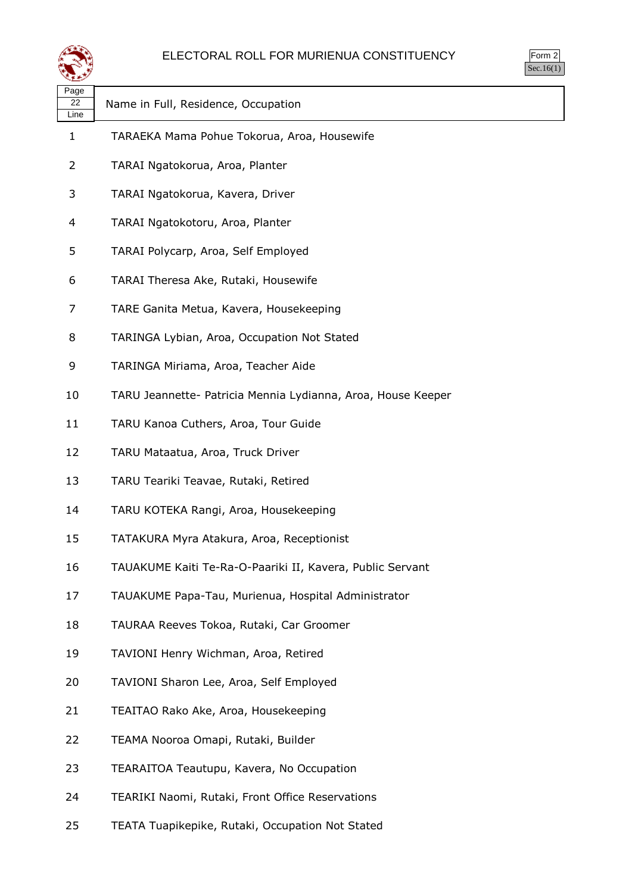# ELECTORAL ROLL FOR MURIENUA CONSTITUENCY

Form 2
Sec.16(1)

| Page 22 Line | Name in Full, Residence, Occupation |
|---|---|
| 1 | TARAEKA Mama Pohue Tokorua, Aroa, Housewife |
| 2 | TARAI Ngatokorua, Aroa, Planter |
| 3 | TARAI Ngatokorua, Kavera, Driver |
| 4 | TARAI Ngatokotoru, Aroa, Planter |
| 5 | TARAI Polycarp, Aroa, Self Employed |
| 6 | TARAI Theresa Ake, Rutaki, Housewife |
| 7 | TARE Ganita Metua, Kavera, Housekeeping |
| 8 | TARINGA Lybian, Aroa, Occupation Not Stated |
| 9 | TARINGA Miriama, Aroa, Teacher Aide |
| 10 | TARU Jeannette- Patricia Mennia Lydianna, Aroa, House Keeper |
| 11 | TARU Kanoa Cuthers, Aroa, Tour Guide |
| 12 | TARU Mataatua, Aroa, Truck Driver |
| 13 | TARU Teariki Teavae, Rutaki, Retired |
| 14 | TARU KOTEKA Rangi, Aroa, Housekeeping |
| 15 | TATAKURA Myra Atakura, Aroa, Receptionist |
| 16 | TAUAKUME Kaiti Te-Ra-O-Paariki II, Kavera, Public Servant |
| 17 | TAUAKUME Papa-Tau, Murienua, Hospital Administrator |
| 18 | TAURAA Reeves Tokoa, Rutaki, Car Groomer |
| 19 | TAVIONI Henry Wichman, Aroa, Retired |
| 20 | TAVIONI Sharon Lee, Aroa, Self Employed |
| 21 | TEAITAO Rako Ake, Aroa, Housekeeping |
| 22 | TEAMA Nooroa Omapi, Rutaki, Builder |
| 23 | TEARAITOA Teautupu, Kavera, No Occupation |
| 24 | TEARIKI Naomi, Rutaki, Front Office Reservations |
| 25 | TEATA Tuapikepike, Rutaki, Occupation Not Stated |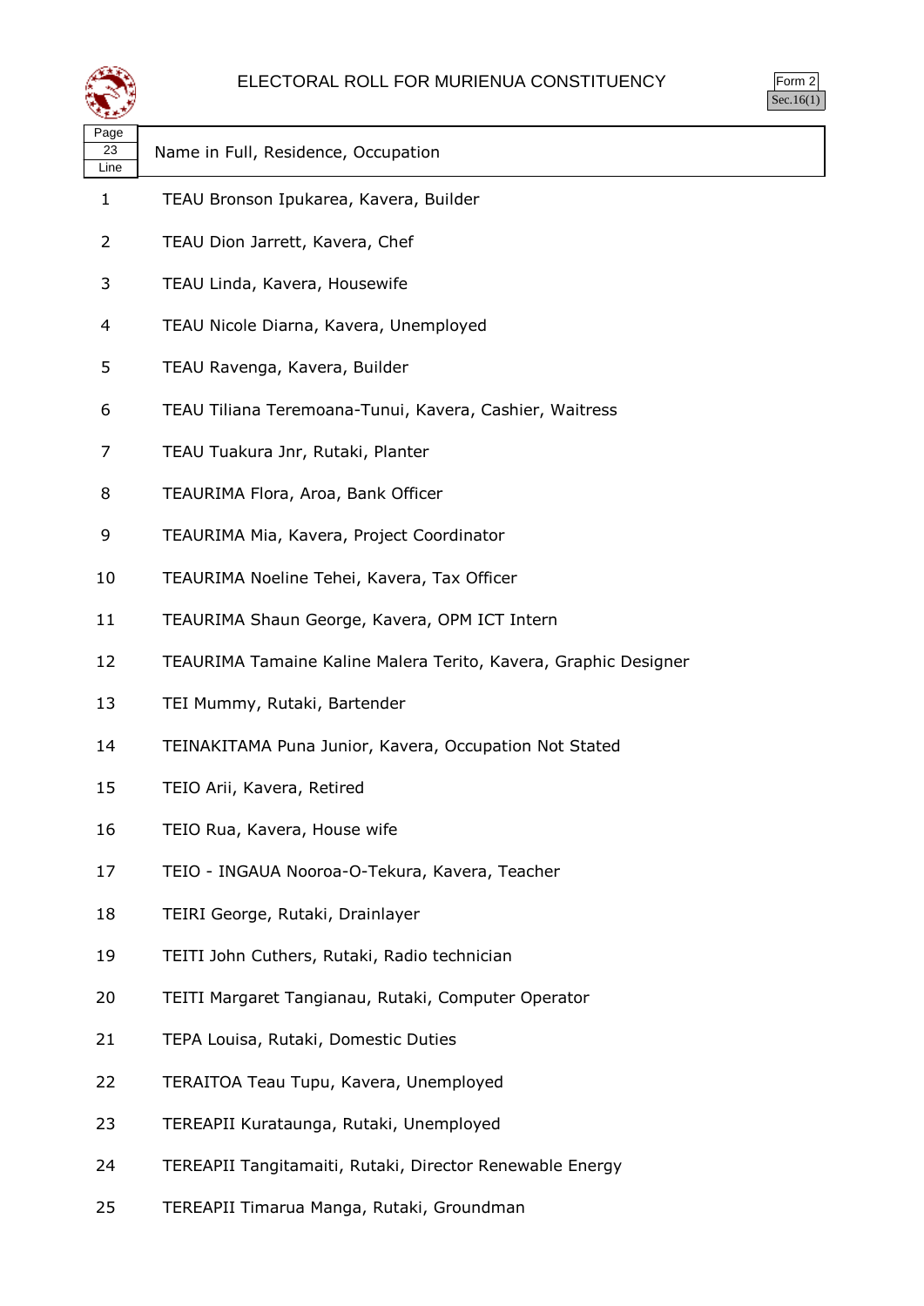# ELECTORAL ROLL FOR MURIENUA CONSTITUENCY

Form 2
Sec.16(1)

| Page 23 Line | Name in Full, Residence, Occupation |
|---|---|
| 1 | TEAU Bronson Ipukarea, Kavera, Builder |
| 2 | TEAU Dion Jarrett, Kavera, Chef |
| 3 | TEAU Linda, Kavera, Housewife |
| 4 | TEAU Nicole Diarna, Kavera, Unemployed |
| 5 | TEAU Ravenga, Kavera, Builder |
| 6 | TEAU Tiliana Teremoana-Tunui, Kavera, Cashier, Waitress |
| 7 | TEAU Tuakura Jnr, Rutaki, Planter |
| 8 | TEAURIMA Flora, Aroa, Bank Officer |
| 9 | TEAURIMA Mia, Kavera, Project Coordinator |
| 10 | TEAURIMA Noeline Tehei, Kavera, Tax Officer |
| 11 | TEAURIMA Shaun George, Kavera, OPM ICT Intern |
| 12 | TEAURIMA Tamaine Kaline Malera Terito, Kavera, Graphic Designer |
| 13 | TEI Mummy, Rutaki, Bartender |
| 14 | TEINAKITAMA Puna Junior, Kavera, Occupation Not Stated |
| 15 | TEIO Arii, Kavera, Retired |
| 16 | TEIO Rua, Kavera, House wife |
| 17 | TEIO - INGAUA Nooroa-O-Tekura, Kavera, Teacher |
| 18 | TEIRI George, Rutaki, Drainlayer |
| 19 | TEITI John Cuthers, Rutaki, Radio technician |
| 20 | TEITI Margaret Tangianau, Rutaki, Computer Operator |
| 21 | TEPA Louisa, Rutaki, Domestic Duties |
| 22 | TERAITOA Teau Tupu, Kavera, Unemployed |
| 23 | TEREAPII Kurataunga, Rutaki, Unemployed |
| 24 | TEREAPII Tangitamaiti, Rutaki, Director Renewable Energy |
| 25 | TEREAPII Timarua Manga, Rutaki, Groundman |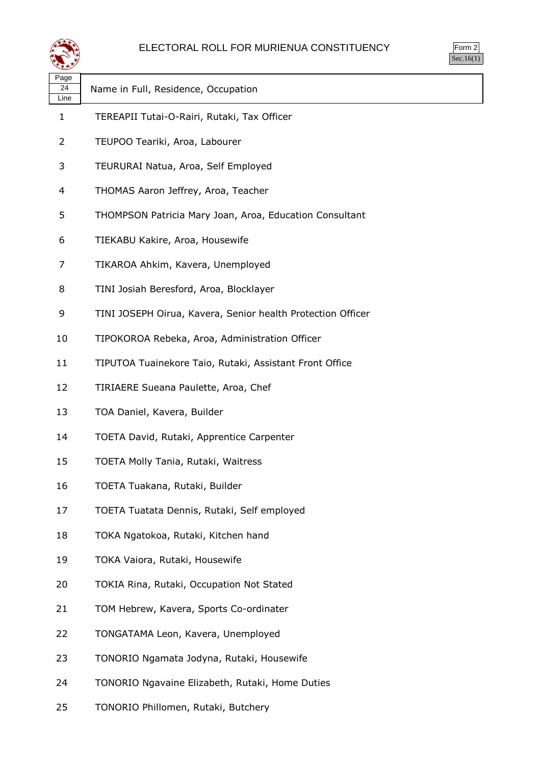# ELECTORAL ROLL FOR MURIENUA CONSTITUENCY

Form 2
Sec.16(1)

| Page 24 Line | Name in Full, Residence, Occupation |
|---|---|
| 1 | TEREAPII Tutai-O-Rairi, Rutaki, Tax Officer |
| 2 | TEUPOO Teariki, Aroa, Labourer |
| 3 | TEURURAI Natua, Aroa, Self Employed |
| 4 | THOMAS Aaron Jeffrey, Aroa, Teacher |
| 5 | THOMPSON Patricia Mary Joan, Aroa, Education Consultant |
| 6 | TIEKABU Kakire, Aroa, Housewife |
| 7 | TIKAROA Ahkim, Kavera, Unemployed |
| 8 | TINI Josiah Beresford, Aroa, Blocklayer |
| 9 | TINI JOSEPH Oirua, Kavera, Senior health Protection Officer |
| 10 | TIPOKOROA Rebeka, Aroa, Administration Officer |
| 11 | TIPUTOA Tuainekore Taio, Rutaki, Assistant Front Office |
| 12 | TIRIAERE Sueana Paulette, Aroa, Chef |
| 13 | TOA Daniel, Kavera, Builder |
| 14 | TOETA David, Rutaki, Apprentice Carpenter |
| 15 | TOETA Molly Tania, Rutaki, Waitress |
| 16 | TOETA Tuakana, Rutaki, Builder |
| 17 | TOETA Tuatata Dennis, Rutaki, Self employed |
| 18 | TOKA Ngatokoa, Rutaki, Kitchen hand |
| 19 | TOKA Vaiora, Rutaki, Housewife |
| 20 | TOKIA Rina, Rutaki, Occupation Not Stated |
| 21 | TOM Hebrew, Kavera, Sports Co-ordinater |
| 22 | TONGATAMA Leon, Kavera, Unemployed |
| 23 | TONORIO Ngamata Jodyna, Rutaki, Housewife |
| 24 | TONORIO Ngavaine Elizabeth, Rutaki, Home Duties |
| 25 | TONORIO Phillomen, Rutaki, Butchery |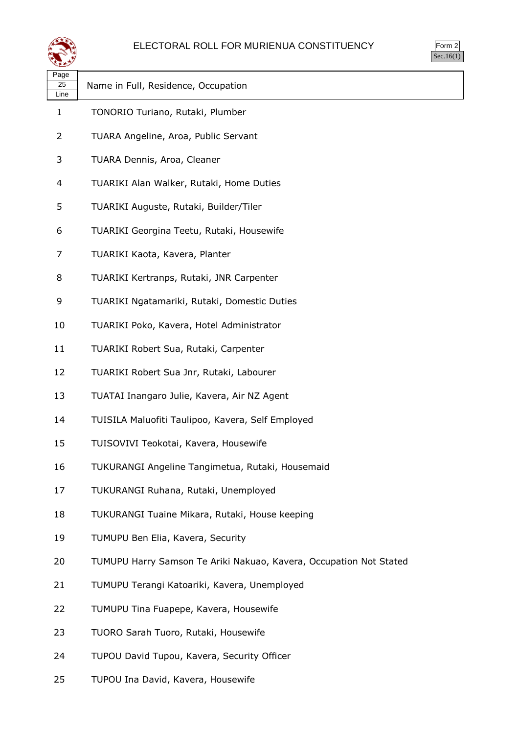# ELECTORAL ROLL FOR MURIENUA CONSTITUENCY

Form 2
Sec.16(1)

| Page 25 Line | Name in Full, Residence, Occupation |
|---|---|
| 1 | TONORIO Turiano, Rutaki, Plumber |
| 2 | TUARA Angeline, Aroa, Public Servant |
| 3 | TUARA Dennis, Aroa, Cleaner |
| 4 | TUARIKI Alan Walker, Rutaki, Home Duties |
| 5 | TUARIKI Auguste, Rutaki, Builder/Tiler |
| 6 | TUARIKI Georgina Teetu, Rutaki, Housewife |
| 7 | TUARIKI Kaota, Kavera, Planter |
| 8 | TUARIKI Kertranps, Rutaki, JNR Carpenter |
| 9 | TUARIKI Ngatamariki, Rutaki, Domestic Duties |
| 10 | TUARIKI Poko, Kavera, Hotel Administrator |
| 11 | TUARIKI Robert Sua, Rutaki, Carpenter |
| 12 | TUARIKI Robert Sua Jnr, Rutaki, Labourer |
| 13 | TUATAI Inangaro Julie, Kavera, Air NZ Agent |
| 14 | TUISILA Maluofiti Taulipoo, Kavera, Self Employed |
| 15 | TUISOVIVI Teokotai, Kavera, Housewife |
| 16 | TUKURANGI Angeline Tangimetua, Rutaki, Housemaid |
| 17 | TUKURANGI Ruhana, Rutaki, Unemployed |
| 18 | TUKURANGI Tuaine Mikara, Rutaki, House keeping |
| 19 | TUMUPU Ben Elia, Kavera, Security |
| 20 | TUMUPU Harry Samson Te Ariki Nakuao, Kavera, Occupation Not Stated |
| 21 | TUMUPU Terangi Katoariki, Kavera, Unemployed |
| 22 | TUMUPU Tina Fuapepe, Kavera, Housewife |
| 23 | TUORO Sarah Tuoro, Rutaki, Housewife |
| 24 | TUPOU David Tupou, Kavera, Security Officer |
| 25 | TUPOU Ina David, Kavera, Housewife |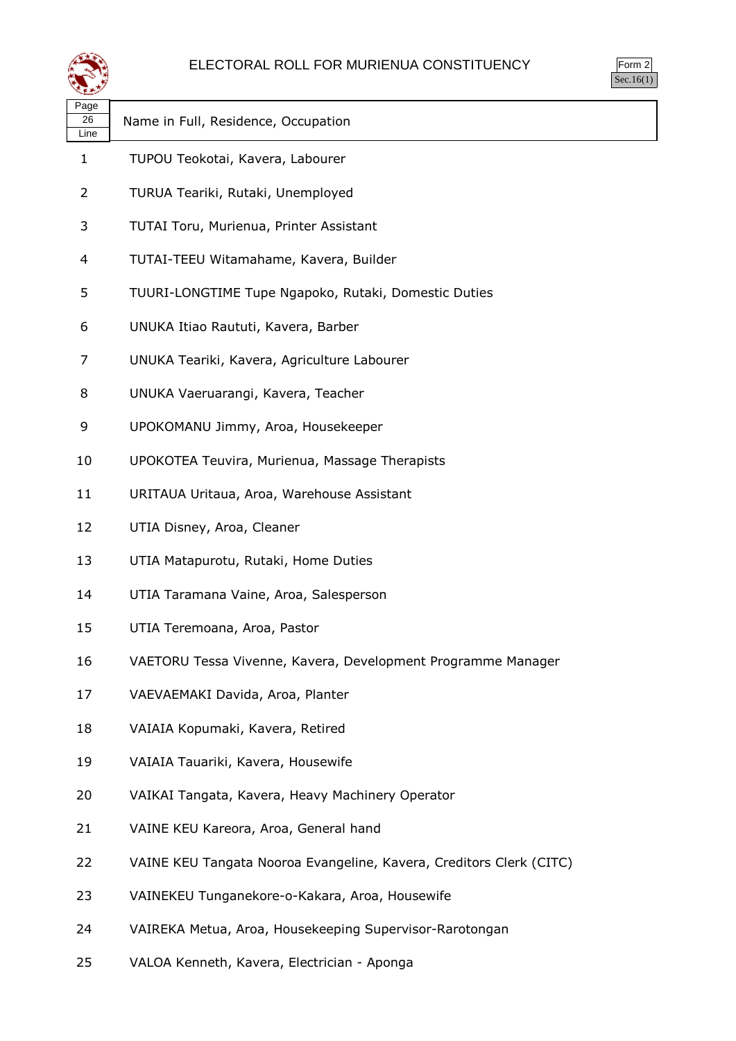# ELECTORAL ROLL FOR MURIENUA CONSTITUENCY

Form 2
Sec.16(1)

| Page 26 Line | Name in Full, Residence, Occupation |
|---|---|
| 1 | TUPOU Teokotai, Kavera, Labourer |
| 2 | TURUA Teariki, Rutaki, Unemployed |
| 3 | TUTAI Toru, Murienua, Printer Assistant |
| 4 | TUTAI-TEEU Witamahame, Kavera, Builder |
| 5 | TUURI-LONGTIME Tupe Ngapoko, Rutaki, Domestic Duties |
| 6 | UNUKA Itiao Raututi, Kavera, Barber |
| 7 | UNUKA Teariki, Kavera, Agriculture Labourer |
| 8 | UNUKA Vaeruarangi, Kavera, Teacher |
| 9 | UPOKOMANU Jimmy, Aroa, Housekeeper |
| 10 | UPOKOTEA Teuvira, Murienua, Massage Therapists |
| 11 | URITAUA Uritaua, Aroa, Warehouse Assistant |
| 12 | UTIA Disney, Aroa, Cleaner |
| 13 | UTIA Matapurotu, Rutaki, Home Duties |
| 14 | UTIA Taramana Vaine, Aroa, Salesperson |
| 15 | UTIA Teremoana, Aroa, Pastor |
| 16 | VAETORU Tessa Vivenne, Kavera, Development Programme Manager |
| 17 | VAEVAEMAKI Davida, Aroa, Planter |
| 18 | VAIAIA Kopumaki, Kavera, Retired |
| 19 | VAIAIA Tauariki, Kavera, Housewife |
| 20 | VAIKAI Tangata, Kavera, Heavy Machinery Operator |
| 21 | VAINE KEU Kareora, Aroa, General hand |
| 22 | VAINE KEU Tangata Nooroa Evangeline, Kavera, Creditors Clerk (CITC) |
| 23 | VAINEKEU Tunganekore-o-Kakara, Aroa, Housewife |
| 24 | VAIREKA Metua, Aroa, Housekeeping Supervisor-Rarotongan |
| 25 | VALOA Kenneth, Kavera, Electrician - Aponga |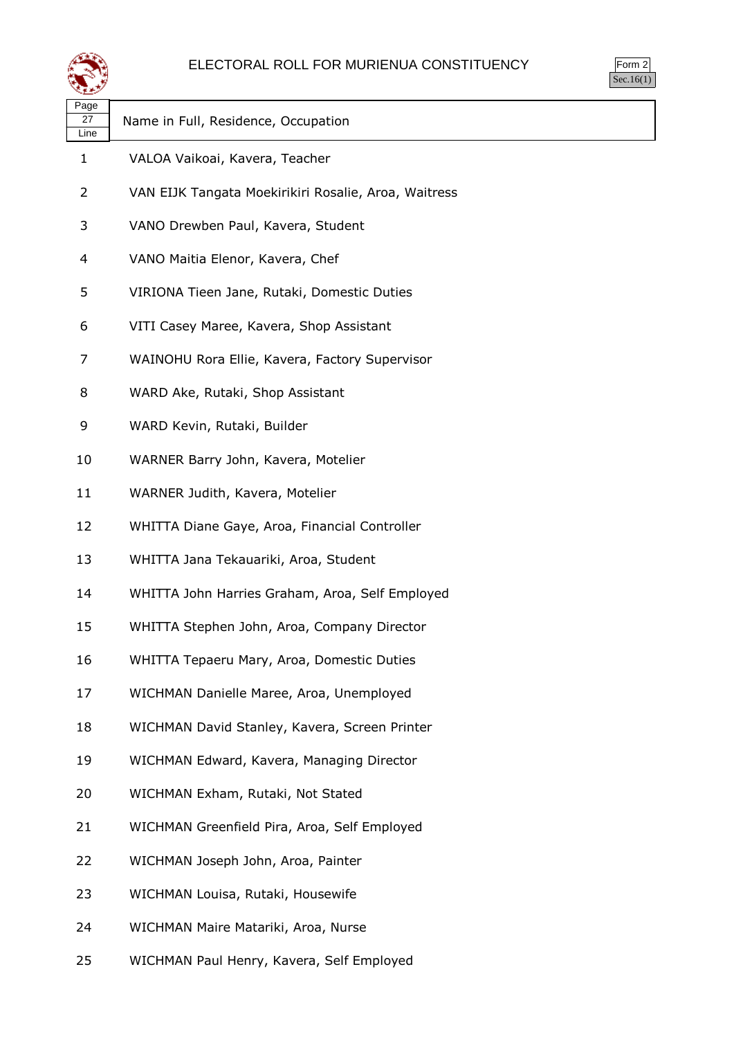# ELECTORAL ROLL FOR MURIENUA CONSTITUENCY

Form 2
Sec.16(1)

| Page 27 Line | Name in Full, Residence, Occupation |
|---|---|
| 1 | VALOA Vaikoai, Kavera, Teacher |
| 2 | VAN EIJK Tangata Moekirikiri Rosalie, Aroa, Waitress |
| 3 | VANO Drewben Paul, Kavera, Student |
| 4 | VANO Maitia Elenor, Kavera, Chef |
| 5 | VIRIONA Tieen Jane, Rutaki, Domestic Duties |
| 6 | VITI Casey Maree, Kavera, Shop Assistant |
| 7 | WAINOHU Rora Ellie, Kavera, Factory Supervisor |
| 8 | WARD Ake, Rutaki, Shop Assistant |
| 9 | WARD Kevin, Rutaki, Builder |
| 10 | WARNER Barry John, Kavera, Motelier |
| 11 | WARNER Judith, Kavera, Motelier |
| 12 | WHITTA Diane Gaye, Aroa, Financial Controller |
| 13 | WHITTA Jana Tekauariki, Aroa, Student |
| 14 | WHITTA John Harries Graham, Aroa, Self Employed |
| 15 | WHITTA Stephen John, Aroa, Company Director |
| 16 | WHITTA Tepaeru Mary, Aroa, Domestic Duties |
| 17 | WICHMAN Danielle Maree, Aroa, Unemployed |
| 18 | WICHMAN David Stanley, Kavera, Screen Printer |
| 19 | WICHMAN Edward, Kavera, Managing Director |
| 20 | WICHMAN Exham, Rutaki, Not Stated |
| 21 | WICHMAN Greenfield Pira, Aroa, Self Employed |
| 22 | WICHMAN Joseph John, Aroa, Painter |
| 23 | WICHMAN Louisa, Rutaki, Housewife |
| 24 | WICHMAN Maire Matariki, Aroa, Nurse |
| 25 | WICHMAN Paul Henry, Kavera, Self Employed |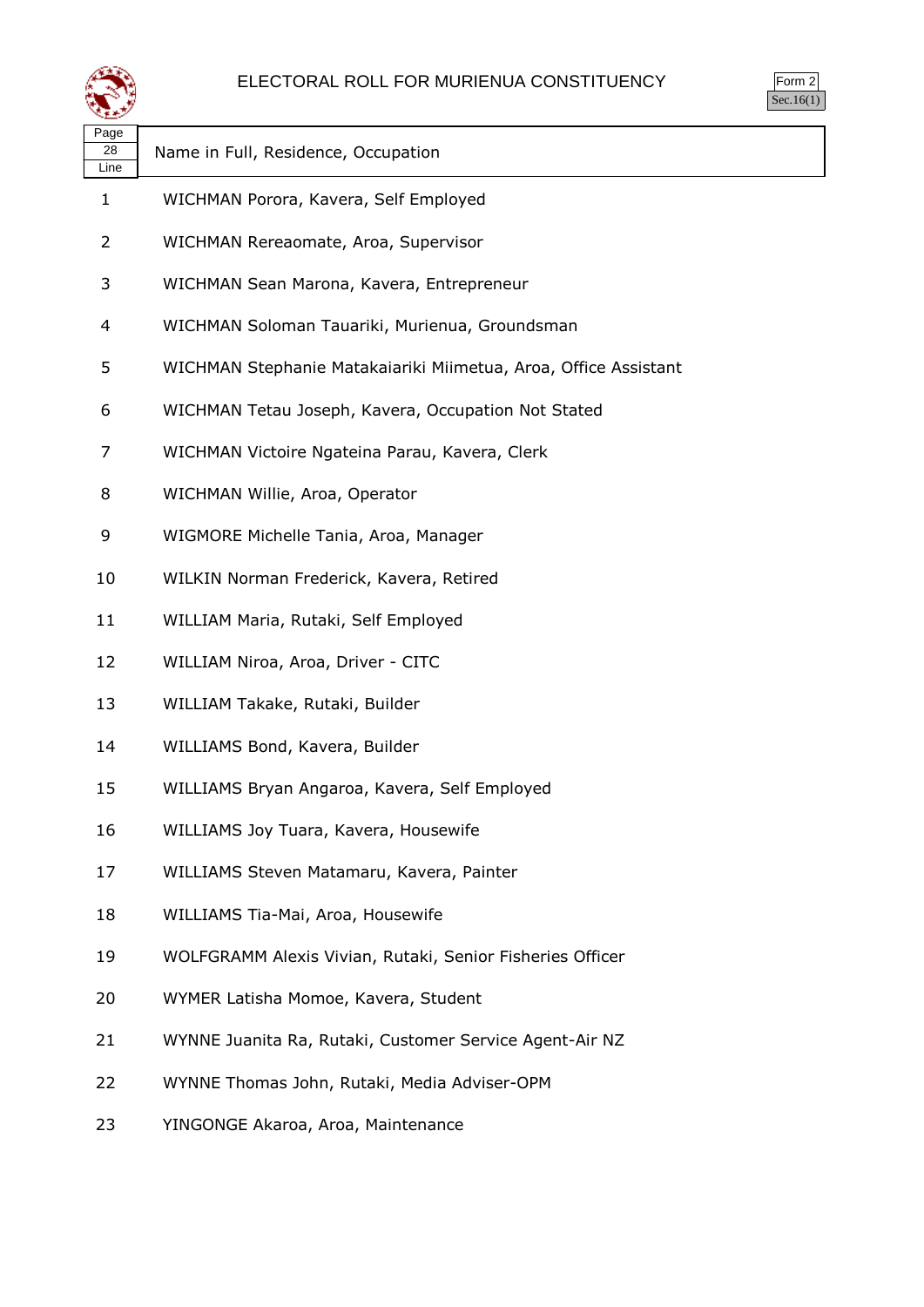# ELECTORAL ROLL FOR MURIENUA CONSTITUENCY

Form 2
Sec.16(1)

| Page 28 Line | Name in Full, Residence, Occupation |
|---|---|
| 1 | WICHMAN Porora, Kavera, Self Employed |
| 2 | WICHMAN Rereaomate, Aroa, Supervisor |
| 3 | WICHMAN Sean Marona, Kavera, Entrepreneur |
| 4 | WICHMAN Soloman Tauariki, Murienua, Groundsman |
| 5 | WICHMAN Stephanie Matakaiariki Miimetua, Aroa, Office Assistant |
| 6 | WICHMAN Tetau Joseph, Kavera, Occupation Not Stated |
| 7 | WICHMAN Victoire Ngateina Parau, Kavera, Clerk |
| 8 | WICHMAN Willie, Aroa, Operator |
| 9 | WIGMORE Michelle Tania, Aroa, Manager |
| 10 | WILKIN Norman Frederick, Kavera, Retired |
| 11 | WILLIAM Maria, Rutaki, Self Employed |
| 12 | WILLIAM Niroa, Aroa, Driver - CITC |
| 13 | WILLIAM Takake, Rutaki, Builder |
| 14 | WILLIAMS Bond, Kavera, Builder |
| 15 | WILLIAMS Bryan Angaroa, Kavera, Self Employed |
| 16 | WILLIAMS Joy Tuara, Kavera, Housewife |
| 17 | WILLIAMS Steven Matamaru, Kavera, Painter |
| 18 | WILLIAMS Tia-Mai, Aroa, Housewife |
| 19 | WOLFGRAMM Alexis Vivian, Rutaki, Senior Fisheries Officer |
| 20 | WYMER Latisha Momoe, Kavera, Student |
| 21 | WYNNE Juanita Ra, Rutaki, Customer Service Agent-Air NZ |
| 22 | WYNNE Thomas John, Rutaki, Media Adviser-OPM |
| 23 | YINGONGE Akaroa, Aroa, Maintenance |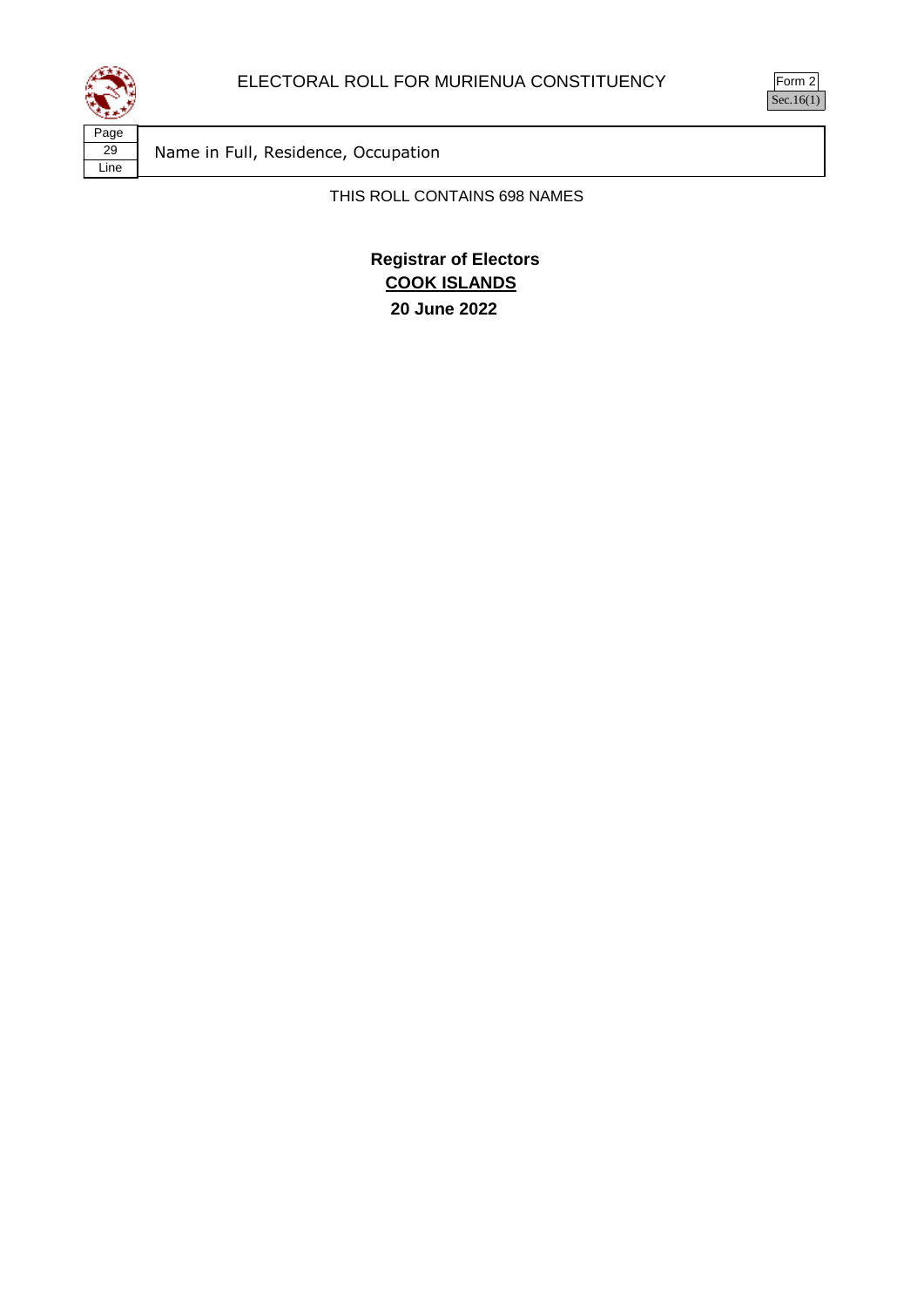# ELECTORAL ROLL FOR MURIENUA CONSTITUENCY

Form 2
Sec.16(1)

| Page | |
|---|---|
| 29 | Name in Full, Residence, Occupation |
| Line | |

THIS ROLL CONTAINS 698 NAMES

**Registrar of Electors**
**COOK ISLANDS**
**20 June 2022**